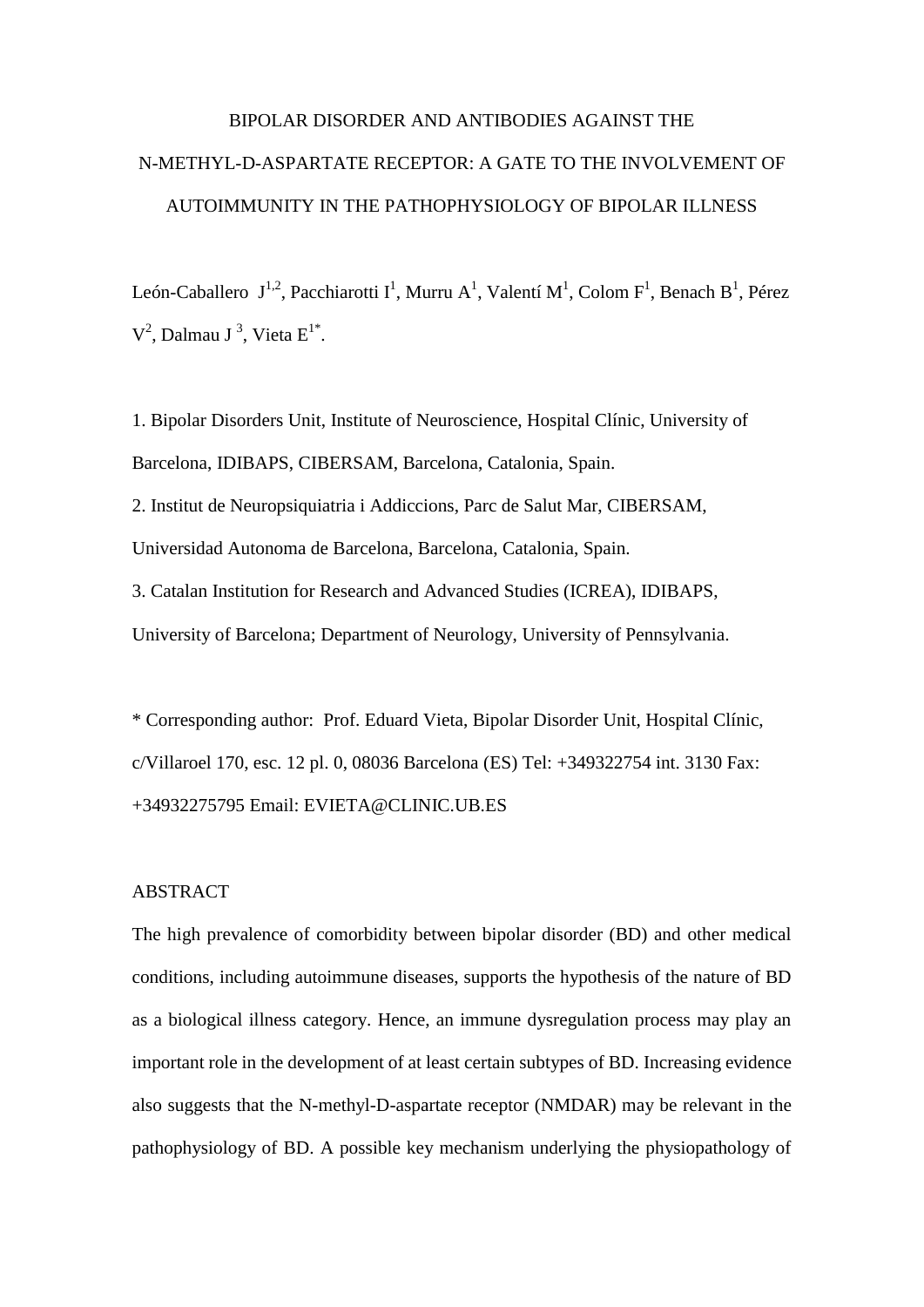# BIPOLAR DISORDER AND ANTIBODIES AGAINST THE N-METHYL-D-ASPARTATE RECEPTOR: A GATE TO THE INVOLVEMENT OF AUTOIMMUNITY IN THE PATHOPHYSIOLOGY OF BIPOLAR ILLNESS

León-Caballero J[1,2], Pacchiarotti I[1], Murru A[1], Valentí M[1], Colom F[1], Benach B[1], Pérez V[2], Dalmau J[3], Vieta E[1*].

1. Bipolar Disorders Unit, Institute of Neuroscience, Hospital Clínic, University of Barcelona, IDIBAPS, CIBERSAM, Barcelona, Catalonia, Spain.
2. Institut de Neuropsiquiatria i Addiccions, Parc de Salut Mar, CIBERSAM, Universidad Autonoma de Barcelona, Barcelona, Catalonia, Spain.
3. Catalan Institution for Research and Advanced Studies (ICREA), IDIBAPS, University of Barcelona; Department of Neurology, University of Pennsylvania.

* Corresponding author: Prof. Eduard Vieta, Bipolar Disorder Unit, Hospital Clínic, c/Villaroel 170, esc. 12 pl. 0, 08036 Barcelona (ES) Tel: +349322754 int. 3130 Fax: +34932275795 Email: EVIETA@CLINIC.UB.ES

## ABSTRACT

The high prevalence of comorbidity between bipolar disorder (BD) and other medical conditions, including autoimmune diseases, supports the hypothesis of the nature of BD as a biological illness category. Hence, an immune dysregulation process may play an important role in the development of at least certain subtypes of BD. Increasing evidence also suggests that the N-methyl-D-aspartate receptor (NMDAR) may be relevant in the pathophysiology of BD. A possible key mechanism underlying the physiopathology of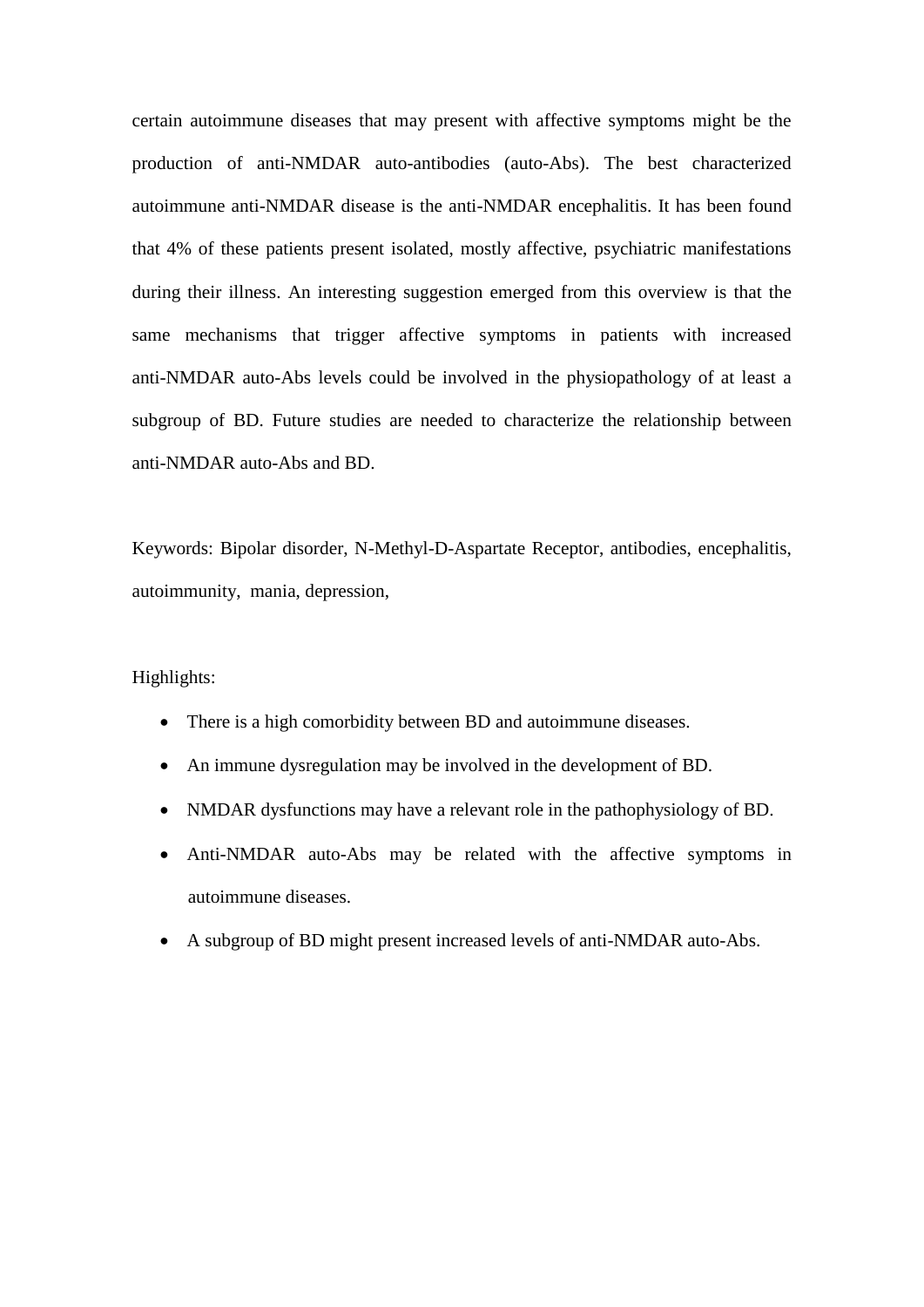certain autoimmune diseases that may present with affective symptoms might be the production of anti-NMDAR auto-antibodies (auto-Abs). The best characterized autoimmune anti-NMDAR disease is the anti-NMDAR encephalitis. It has been found that 4% of these patients present isolated, mostly affective, psychiatric manifestations during their illness. An interesting suggestion emerged from this overview is that the same mechanisms that trigger affective symptoms in patients with increased anti-NMDAR auto-Abs levels could be involved in the physiopathology of at least a subgroup of BD. Future studies are needed to characterize the relationship between anti-NMDAR auto-Abs and BD.

Keywords: Bipolar disorder, N-Methyl-D-Aspartate Receptor, antibodies, encephalitis, autoimmunity, mania, depression,

Highlights:

- There is a high comorbidity between BD and autoimmune diseases.
- An immune dysregulation may be involved in the development of BD.
- NMDAR dysfunctions may have a relevant role in the pathophysiology of BD.
- Anti-NMDAR auto-Abs may be related with the affective symptoms in autoimmune diseases.
- A subgroup of BD might present increased levels of anti-NMDAR auto-Abs.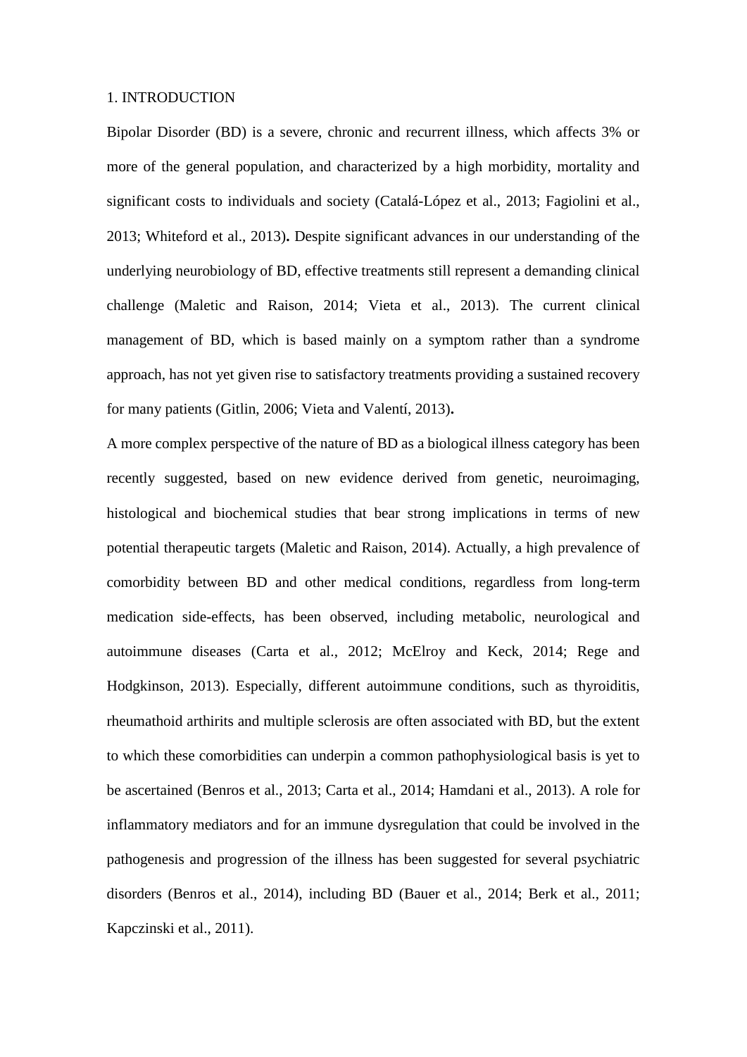# 1. INTRODUCTION

Bipolar Disorder (BD) is a severe, chronic and recurrent illness, which affects 3% or more of the general population, and characterized by a high morbidity, mortality and significant costs to individuals and society (Catalá-López et al., 2013; Fagiolini et al., 2013; Whiteford et al., 2013)**.** Despite significant advances in our understanding of the underlying neurobiology of BD, effective treatments still represent a demanding clinical challenge (Maletic and Raison, 2014; Vieta et al., 2013). The current clinical management of BD, which is based mainly on a symptom rather than a syndrome approach, has not yet given rise to satisfactory treatments providing a sustained recovery for many patients (Gitlin, 2006; Vieta and Valentí, 2013)**.**

A more complex perspective of the nature of BD as a biological illness category has been recently suggested, based on new evidence derived from genetic, neuroimaging, histological and biochemical studies that bear strong implications in terms of new potential therapeutic targets (Maletic and Raison, 2014). Actually, a high prevalence of comorbidity between BD and other medical conditions, regardless from long-term medication side-effects, has been observed, including metabolic, neurological and autoimmune diseases (Carta et al., 2012; McElroy and Keck, 2014; Rege and Hodgkinson, 2013). Especially, different autoimmune conditions, such as thyroiditis, rheumathoid arthirits and multiple sclerosis are often associated with BD, but the extent to which these comorbidities can underpin a common pathophysiological basis is yet to be ascertained (Benros et al., 2013; Carta et al., 2014; Hamdani et al., 2013). A role for inflammatory mediators and for an immune dysregulation that could be involved in the pathogenesis and progression of the illness has been suggested for several psychiatric disorders (Benros et al., 2014), including BD (Bauer et al., 2014; Berk et al., 2011; Kapczinski et al., 2011).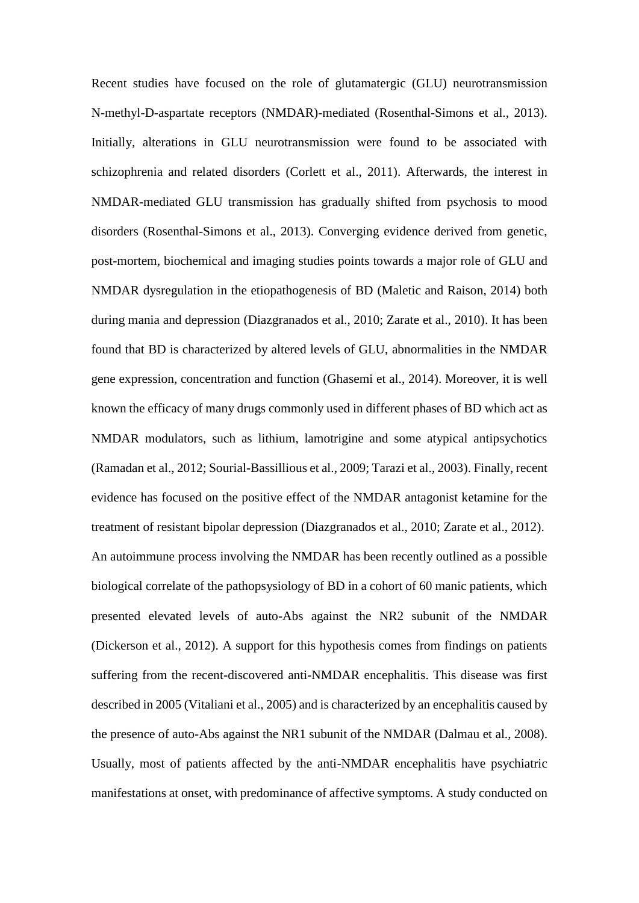Recent studies have focused on the role of glutamatergic (GLU) neurotransmission N-methyl-D-aspartate receptors (NMDAR)-mediated (Rosenthal-Simons et al., 2013). Initially, alterations in GLU neurotransmission were found to be associated with schizophrenia and related disorders (Corlett et al., 2011). Afterwards, the interest in NMDAR-mediated GLU transmission has gradually shifted from psychosis to mood disorders (Rosenthal-Simons et al., 2013). Converging evidence derived from genetic, post-mortem, biochemical and imaging studies points towards a major role of GLU and NMDAR dysregulation in the etiopathogenesis of BD (Maletic and Raison, 2014) both during mania and depression (Diazgranados et al., 2010; Zarate et al., 2010). It has been found that BD is characterized by altered levels of GLU, abnormalities in the NMDAR gene expression, concentration and function (Ghasemi et al., 2014). Moreover, it is well known the efficacy of many drugs commonly used in different phases of BD which act as NMDAR modulators, such as lithium, lamotrigine and some atypical antipsychotics (Ramadan et al., 2012; Sourial-Bassillious et al., 2009; Tarazi et al., 2003). Finally, recent evidence has focused on the positive effect of the NMDAR antagonist ketamine for the treatment of resistant bipolar depression (Diazgranados et al., 2010; Zarate et al., 2012).

An autoimmune process involving the NMDAR has been recently outlined as a possible biological correlate of the pathopsysiology of BD in a cohort of 60 manic patients, which presented elevated levels of auto-Abs against the NR2 subunit of the NMDAR (Dickerson et al., 2012). A support for this hypothesis comes from findings on patients suffering from the recent-discovered anti-NMDAR encephalitis. This disease was first described in 2005 (Vitaliani et al., 2005) and is characterized by an encephalitis caused by the presence of auto-Abs against the NR1 subunit of the NMDAR (Dalmau et al., 2008). Usually, most of patients affected by the anti-NMDAR encephalitis have psychiatric manifestations at onset, with predominance of affective symptoms. A study conducted on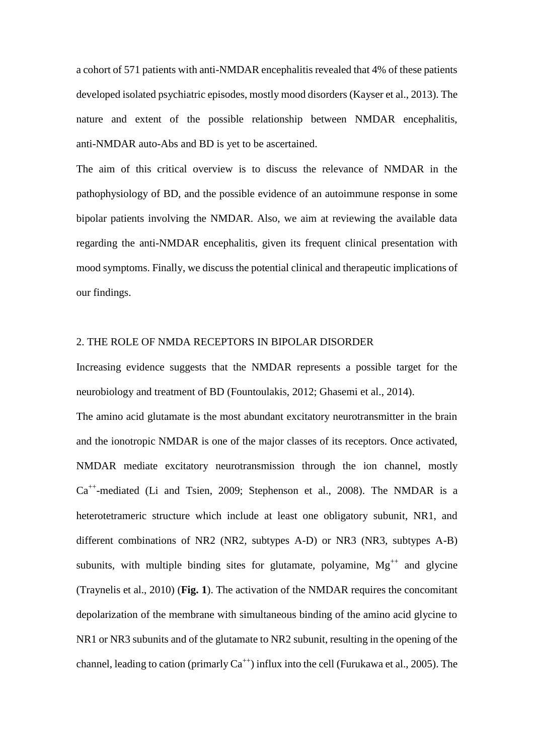a cohort of 571 patients with anti-NMDAR encephalitis revealed that 4% of these patients developed isolated psychiatric episodes, mostly mood disorders (Kayser et al., 2013). The nature and extent of the possible relationship between NMDAR encephalitis, anti-NMDAR auto-Abs and BD is yet to be ascertained.

The aim of this critical overview is to discuss the relevance of NMDAR in the pathophysiology of BD, and the possible evidence of an autoimmune response in some bipolar patients involving the NMDAR. Also, we aim at reviewing the available data regarding the anti-NMDAR encephalitis, given its frequent clinical presentation with mood symptoms. Finally, we discuss the potential clinical and therapeutic implications of our findings.

## 2. THE ROLE OF NMDA RECEPTORS IN BIPOLAR DISORDER

Increasing evidence suggests that the NMDAR represents a possible target for the neurobiology and treatment of BD (Fountoulakis, 2012; Ghasemi et al., 2014).

The amino acid glutamate is the most abundant excitatory neurotransmitter in the brain and the ionotropic NMDAR is one of the major classes of its receptors. Once activated, NMDAR mediate excitatory neurotransmission through the ion channel, mostly $Ca^{++}$-mediated (Li and Tsien, 2009; Stephenson et al., 2008). The NMDAR is a heterotetrameric structure which include at least one obligatory subunit, NR1, and different combinations of NR2 (NR2, subtypes A-D) or NR3 (NR3, subtypes A-B) subunits, with multiple binding sites for glutamate, polyamine, $Mg^{++}$ and glycine (Traynelis et al., 2010) (**Fig. 1**). The activation of the NMDAR requires the concomitant depolarization of the membrane with simultaneous binding of the amino acid glycine to NR1 or NR3 subunits and of the glutamate to NR2 subunit, resulting in the opening of the channel, leading to cation (primarily $Ca^{++}$) influx into the cell (Furukawa et al., 2005). The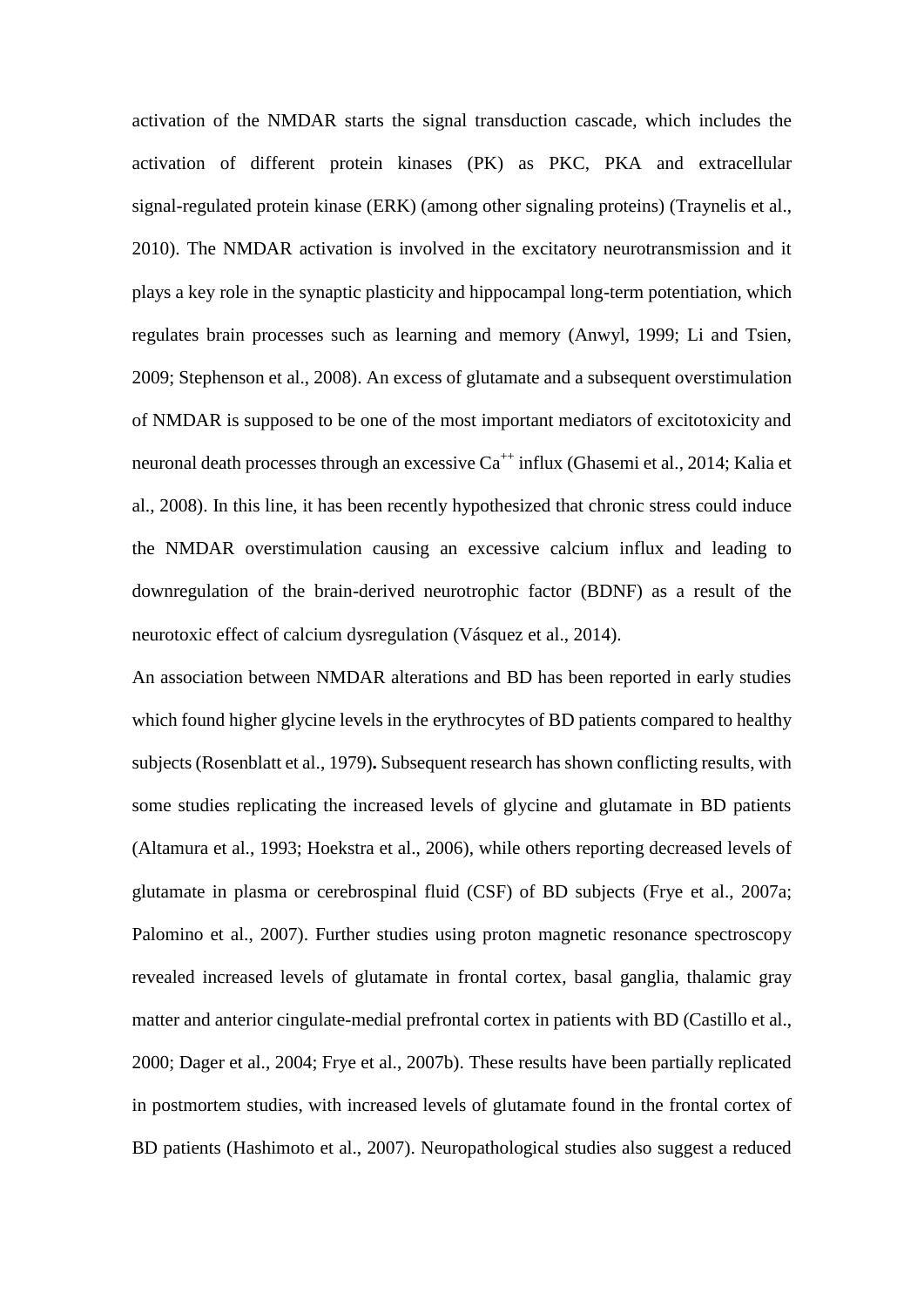activation of the NMDAR starts the signal transduction cascade, which includes the activation of different protein kinases (PK) as PKC, PKA and extracellular signal-regulated protein kinase (ERK) (among other signaling proteins) (Traynelis et al., 2010). The NMDAR activation is involved in the excitatory neurotransmission and it plays a key role in the synaptic plasticity and hippocampal long-term potentiation, which regulates brain processes such as learning and memory (Anwyl, 1999; Li and Tsien, 2009; Stephenson et al., 2008). An excess of glutamate and a subsequent overstimulation of NMDAR is supposed to be one of the most important mediators of excitotoxicity and neuronal death processes through an excessive $Ca^{++}$ influx (Ghasemi et al., 2014; Kalia et al., 2008). In this line, it has been recently hypothesized that chronic stress could induce the NMDAR overstimulation causing an excessive calcium influx and leading to downregulation of the brain-derived neurotrophic factor (BDNF) as a result of the neurotoxic effect of calcium dysregulation (Vásquez et al., 2014).

An association between NMDAR alterations and BD has been reported in early studies which found higher glycine levels in the erythrocytes of BD patients compared to healthy subjects (Rosenblatt et al., 1979)**.** Subsequent research has shown conflicting results, with some studies replicating the increased levels of glycine and glutamate in BD patients (Altamura et al., 1993; Hoekstra et al., 2006), while others reporting decreased levels of glutamate in plasma or cerebrospinal fluid (CSF) of BD subjects (Frye et al., 2007a; Palomino et al., 2007). Further studies using proton magnetic resonance spectroscopy revealed increased levels of glutamate in frontal cortex, basal ganglia, thalamic gray matter and anterior cingulate-medial prefrontal cortex in patients with BD (Castillo et al., 2000; Dager et al., 2004; Frye et al., 2007b). These results have been partially replicated in postmortem studies, with increased levels of glutamate found in the frontal cortex of BD patients (Hashimoto et al., 2007). Neuropathological studies also suggest a reduced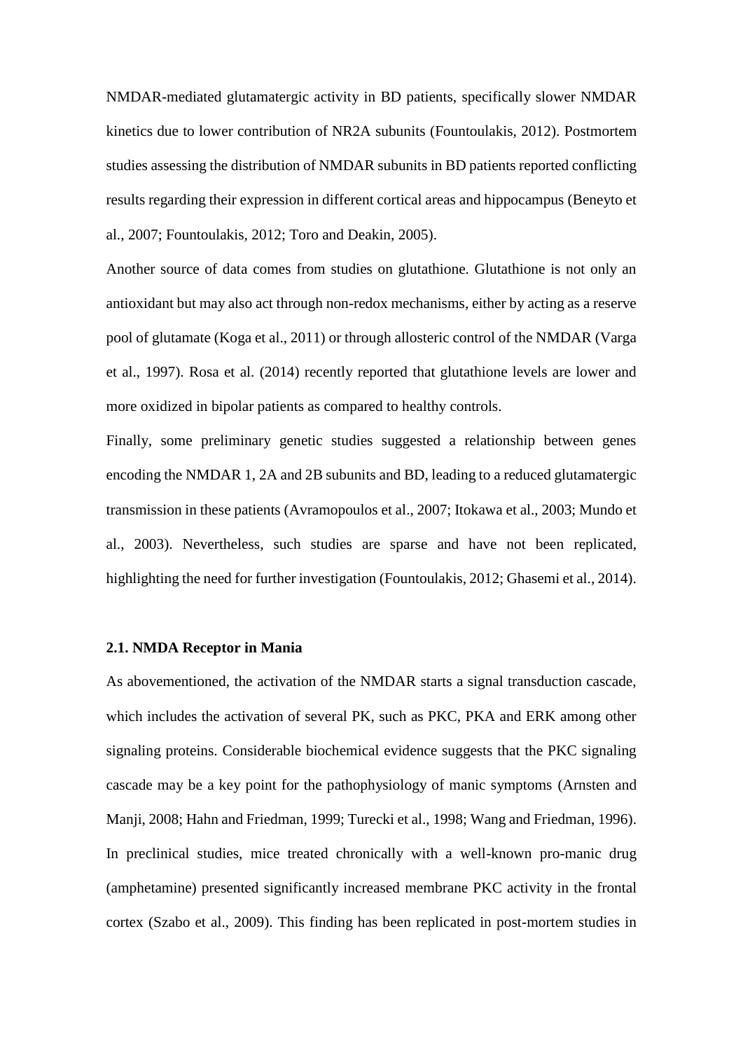NMDAR-mediated glutamatergic activity in BD patients, specifically slower NMDAR kinetics due to lower contribution of NR2A subunits (Fountoulakis, 2012). Postmortem studies assessing the distribution of NMDAR subunits in BD patients reported conflicting results regarding their expression in different cortical areas and hippocampus (Beneyto et al., 2007; Fountoulakis, 2012; Toro and Deakin, 2005).

Another source of data comes from studies on glutathione. Glutathione is not only an antioxidant but may also act through non-redox mechanisms, either by acting as a reserve pool of glutamate (Koga et al., 2011) or through allosteric control of the NMDAR (Varga et al., 1997). Rosa et al. (2014) recently reported that glutathione levels are lower and more oxidized in bipolar patients as compared to healthy controls.

Finally, some preliminary genetic studies suggested a relationship between genes encoding the NMDAR 1, 2A and 2B subunits and BD, leading to a reduced glutamatergic transmission in these patients (Avramopoulos et al., 2007; Itokawa et al., 2003; Mundo et al., 2003). Nevertheless, such studies are sparse and have not been replicated, highlighting the need for further investigation (Fountoulakis, 2012; Ghasemi et al., 2014).

### 2.1. NMDA Receptor in Mania

As abovementioned, the activation of the NMDAR starts a signal transduction cascade, which includes the activation of several PK, such as PKC, PKA and ERK among other signaling proteins. Considerable biochemical evidence suggests that the PKC signaling cascade may be a key point for the pathophysiology of manic symptoms (Arnsten and Manji, 2008; Hahn and Friedman, 1999; Turecki et al., 1998; Wang and Friedman, 1996). In preclinical studies, mice treated chronically with a well-known pro-manic drug (amphetamine) presented significantly increased membrane PKC activity in the frontal cortex (Szabo et al., 2009). This finding has been replicated in post-mortem studies in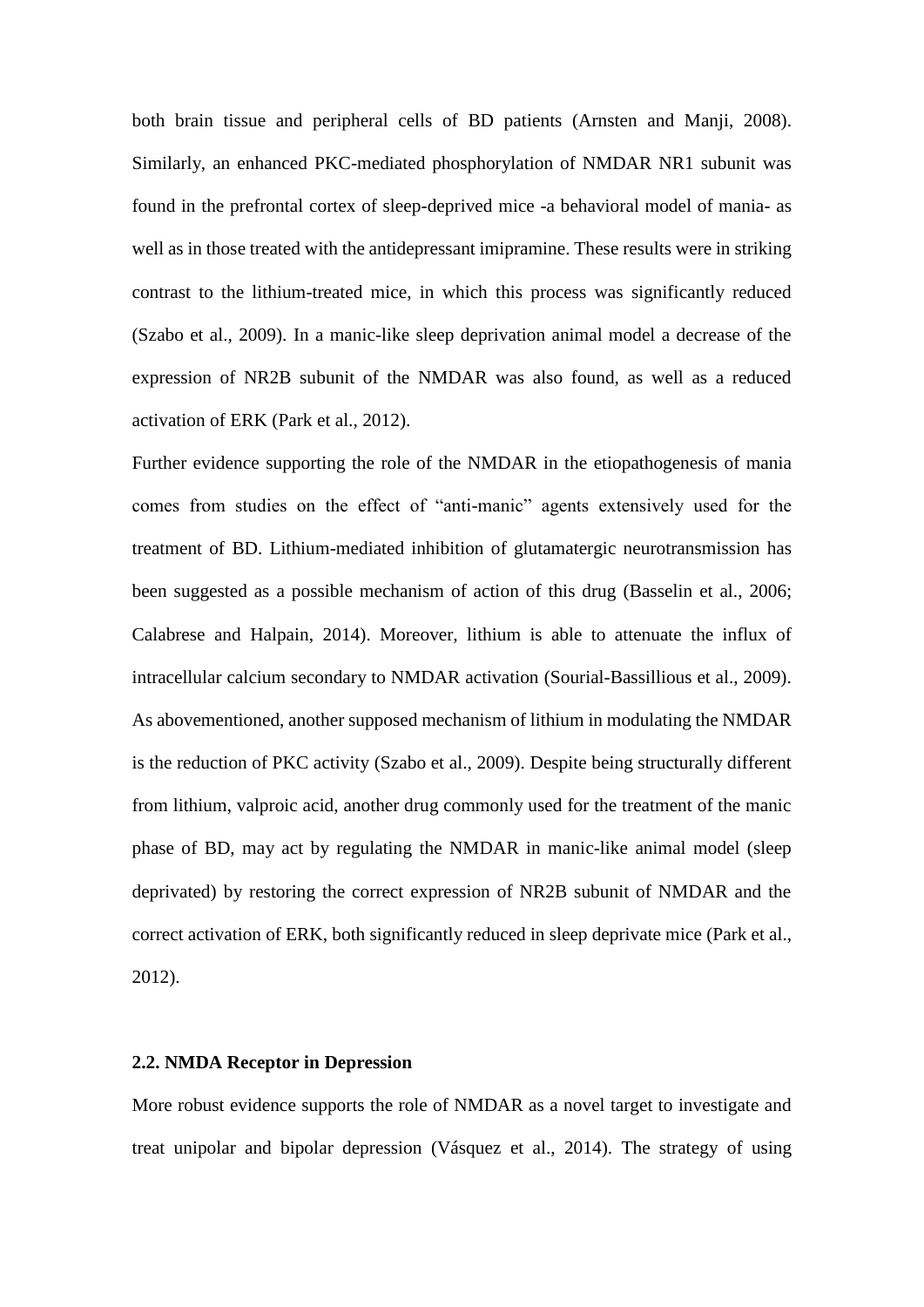both brain tissue and peripheral cells of BD patients (Arnsten and Manji, 2008). Similarly, an enhanced PKC-mediated phosphorylation of NMDAR NR1 subunit was found in the prefrontal cortex of sleep-deprived mice -a behavioral model of mania- as well as in those treated with the antidepressant imipramine. These results were in striking contrast to the lithium-treated mice, in which this process was significantly reduced (Szabo et al., 2009). In a manic-like sleep deprivation animal model a decrease of the expression of NR2B subunit of the NMDAR was also found, as well as a reduced activation of ERK (Park et al., 2012).

Further evidence supporting the role of the NMDAR in the etiopathogenesis of mania comes from studies on the effect of "anti-manic" agents extensively used for the treatment of BD. Lithium-mediated inhibition of glutamatergic neurotransmission has been suggested as a possible mechanism of action of this drug (Basselin et al., 2006; Calabrese and Halpain, 2014). Moreover, lithium is able to attenuate the influx of intracellular calcium secondary to NMDAR activation (Sourial-Bassillious et al., 2009). As abovementioned, another supposed mechanism of lithium in modulating the NMDAR is the reduction of PKC activity (Szabo et al., 2009). Despite being structurally different from lithium, valproic acid, another drug commonly used for the treatment of the manic phase of BD, may act by regulating the NMDAR in manic-like animal model (sleep deprivated) by restoring the correct expression of NR2B subunit of NMDAR and the correct activation of ERK, both significantly reduced in sleep deprivate mice (Park et al., 2012).

### 2.2. NMDA Receptor in Depression

More robust evidence supports the role of NMDAR as a novel target to investigate and treat unipolar and bipolar depression (Vásquez et al., 2014). The strategy of using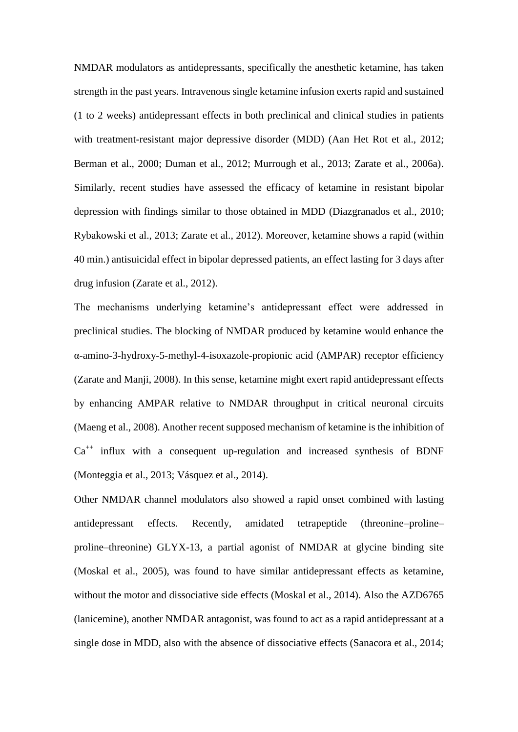NMDAR modulators as antidepressants, specifically the anesthetic ketamine, has taken strength in the past years. Intravenous single ketamine infusion exerts rapid and sustained (1 to 2 weeks) antidepressant effects in both preclinical and clinical studies in patients with treatment-resistant major depressive disorder (MDD) (Aan Het Rot et al., 2012; Berman et al., 2000; Duman et al., 2012; Murrough et al., 2013; Zarate et al., 2006a). Similarly, recent studies have assessed the efficacy of ketamine in resistant bipolar depression with findings similar to those obtained in MDD (Diazgranados et al., 2010; Rybakowski et al., 2013; Zarate et al., 2012). Moreover, ketamine shows a rapid (within 40 min.) antisuicidal effect in bipolar depressed patients, an effect lasting for 3 days after drug infusion (Zarate et al., 2012).

The mechanisms underlying ketamine's antidepressant effect were addressed in preclinical studies. The blocking of NMDAR produced by ketamine would enhance the α-amino-3-hydroxy-5-methyl-4-isoxazole-propionic acid (AMPAR) receptor efficiency (Zarate and Manji, 2008). In this sense, ketamine might exert rapid antidepressant effects by enhancing AMPAR relative to NMDAR throughput in critical neuronal circuits (Maeng et al., 2008). Another recent supposed mechanism of ketamine is the inhibition of $Ca^{++}$ influx with a consequent up-regulation and increased synthesis of BDNF (Monteggia et al., 2013; Vásquez et al., 2014).

Other NMDAR channel modulators also showed a rapid onset combined with lasting antidepressant effects. Recently, amidated tetrapeptide (threonine–proline–proline–threonine) GLYX-13, a partial agonist of NMDAR at glycine binding site (Moskal et al., 2005), was found to have similar antidepressant effects as ketamine, without the motor and dissociative side effects (Moskal et al., 2014). Also the AZD6765 (lanicemine), another NMDAR antagonist, was found to act as a rapid antidepressant at a single dose in MDD, also with the absence of dissociative effects (Sanacora et al., 2014;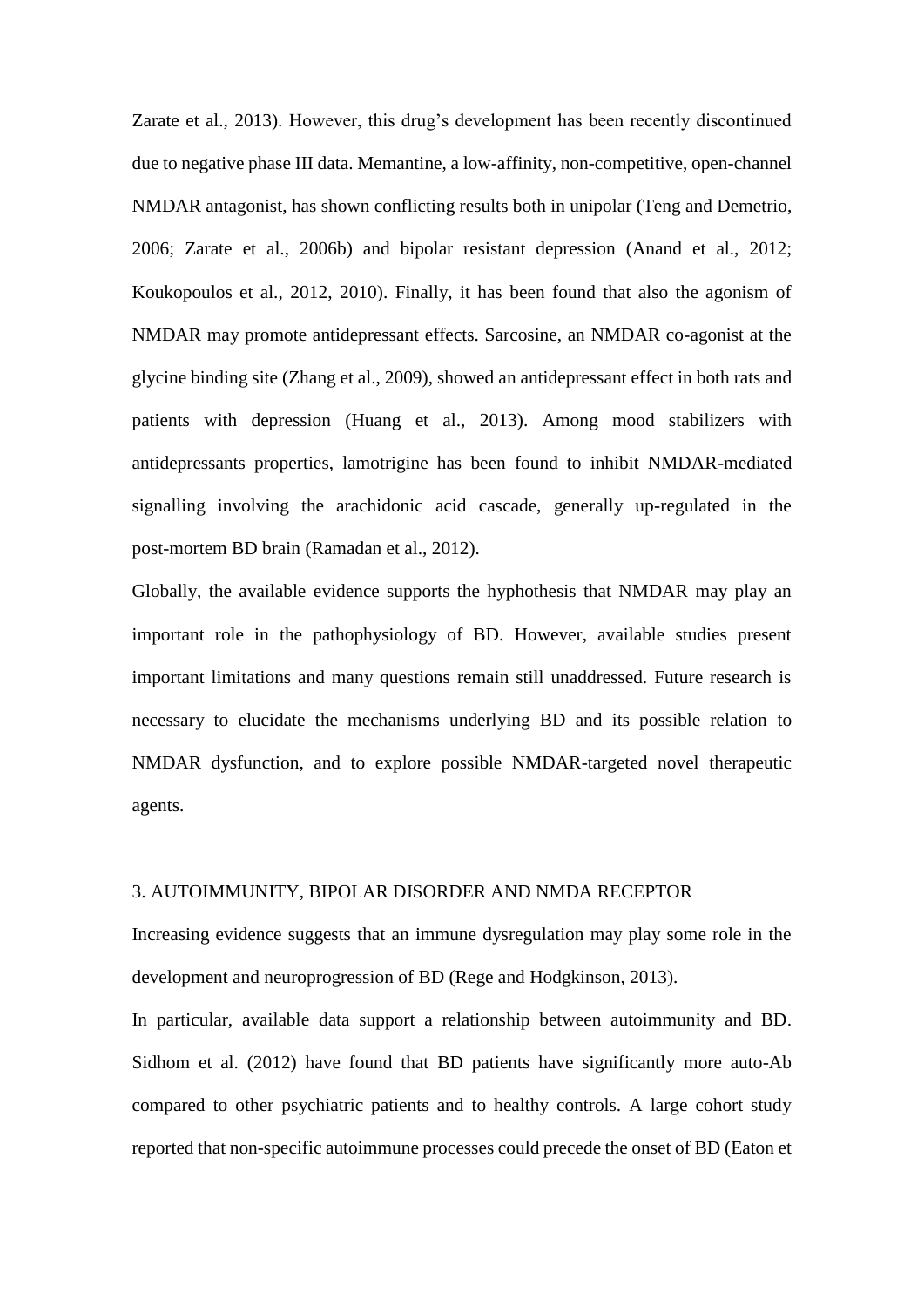Zarate et al., 2013). However, this drug's development has been recently discontinued due to negative phase III data. Memantine, a low-affinity, non-competitive, open-channel NMDAR antagonist, has shown conflicting results both in unipolar (Teng and Demetrio, 2006; Zarate et al., 2006b) and bipolar resistant depression (Anand et al., 2012; Koukopoulos et al., 2012, 2010). Finally, it has been found that also the agonism of NMDAR may promote antidepressant effects. Sarcosine, an NMDAR co-agonist at the glycine binding site (Zhang et al., 2009), showed an antidepressant effect in both rats and patients with depression (Huang et al., 2013). Among mood stabilizers with antidepressants properties, lamotrigine has been found to inhibit NMDAR-mediated signalling involving the arachidonic acid cascade, generally up-regulated in the post-mortem BD brain (Ramadan et al., 2012).

Globally, the available evidence supports the hyphothesis that NMDAR may play an important role in the pathophysiology of BD. However, available studies present important limitations and many questions remain still unaddressed. Future research is necessary to elucidate the mechanisms underlying BD and its possible relation to NMDAR dysfunction, and to explore possible NMDAR-targeted novel therapeutic agents.

## 3. AUTOIMMUNITY, BIPOLAR DISORDER AND NMDA RECEPTOR

Increasing evidence suggests that an immune dysregulation may play some role in the development and neuroprogression of BD (Rege and Hodgkinson, 2013).

In particular, available data support a relationship between autoimmunity and BD. Sidhom et al. (2012) have found that BD patients have significantly more auto-Ab compared to other psychiatric patients and to healthy controls. A large cohort study reported that non-specific autoimmune processes could precede the onset of BD (Eaton et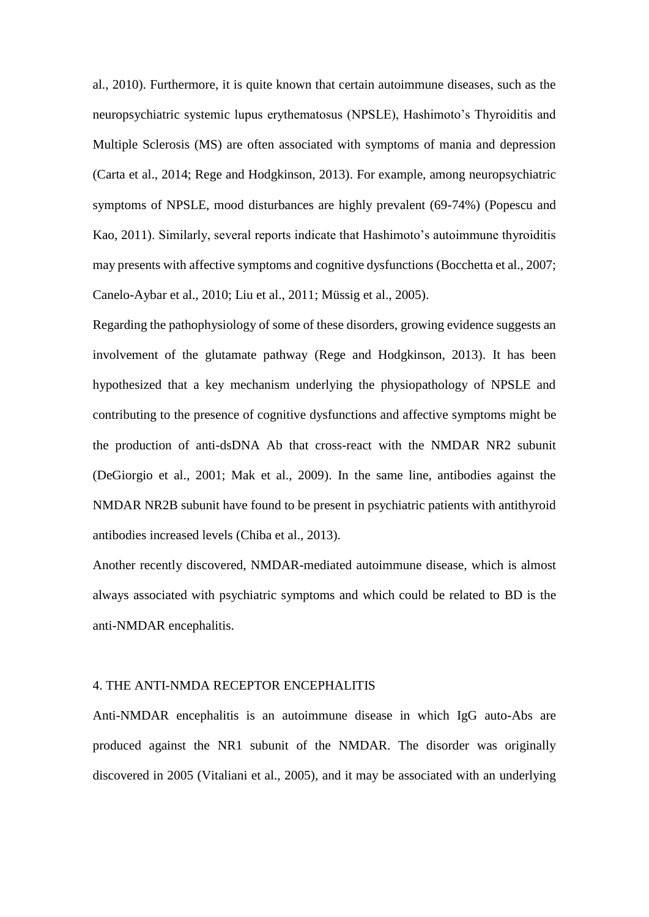al., 2010). Furthermore, it is quite known that certain autoimmune diseases, such as the neuropsychiatric systemic lupus erythematosus (NPSLE), Hashimoto's Thyroiditis and Multiple Sclerosis (MS) are often associated with symptoms of mania and depression (Carta et al., 2014; Rege and Hodgkinson, 2013). For example, among neuropsychiatric symptoms of NPSLE, mood disturbances are highly prevalent (69-74%) (Popescu and Kao, 2011). Similarly, several reports indicate that Hashimoto's autoimmune thyroiditis may presents with affective symptoms and cognitive dysfunctions (Bocchetta et al., 2007; Canelo-Aybar et al., 2010; Liu et al., 2011; Müssig et al., 2005).

Regarding the pathophysiology of some of these disorders, growing evidence suggests an involvement of the glutamate pathway (Rege and Hodgkinson, 2013). It has been hypothesized that a key mechanism underlying the physiopathology of NPSLE and contributing to the presence of cognitive dysfunctions and affective symptoms might be the production of anti-dsDNA Ab that cross-react with the NMDAR NR2 subunit (DeGiorgio et al., 2001; Mak et al., 2009). In the same line, antibodies against the NMDAR NR2B subunit have found to be present in psychiatric patients with antithyroid antibodies increased levels (Chiba et al., 2013).

Another recently discovered, NMDAR-mediated autoimmune disease, which is almost always associated with psychiatric symptoms and which could be related to BD is the anti-NMDAR encephalitis.

## 4. THE ANTI-NMDA RECEPTOR ENCEPHALITIS

Anti-NMDAR encephalitis is an autoimmune disease in which IgG auto-Abs are produced against the NR1 subunit of the NMDAR. The disorder was originally discovered in 2005 (Vitaliani et al., 2005), and it may be associated with an underlying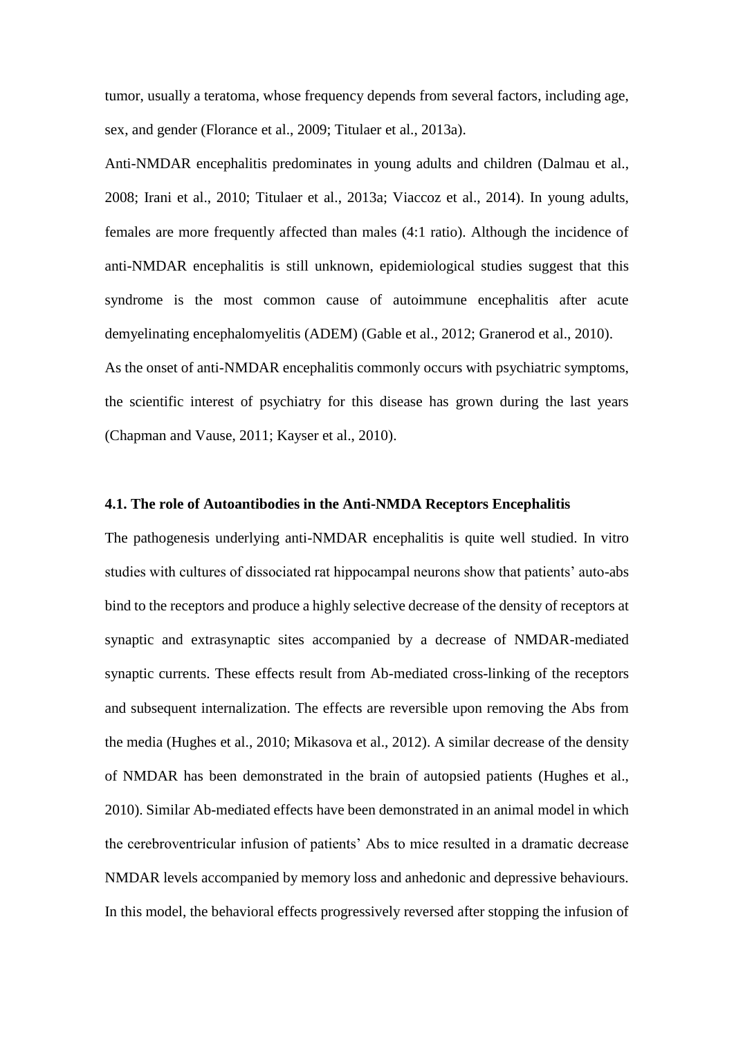tumor, usually a teratoma, whose frequency depends from several factors, including age, sex, and gender (Florance et al., 2009; Titulaer et al., 2013a).

Anti-NMDAR encephalitis predominates in young adults and children (Dalmau et al., 2008; Irani et al., 2010; Titulaer et al., 2013a; Viaccoz et al., 2014). In young adults, females are more frequently affected than males (4:1 ratio). Although the incidence of anti-NMDAR encephalitis is still unknown, epidemiological studies suggest that this syndrome is the most common cause of autoimmune encephalitis after acute demyelinating encephalomyelitis (ADEM) (Gable et al., 2012; Granerod et al., 2010).

As the onset of anti-NMDAR encephalitis commonly occurs with psychiatric symptoms, the scientific interest of psychiatry for this disease has grown during the last years (Chapman and Vause, 2011; Kayser et al., 2010).

### 4.1. The role of Autoantibodies in the Anti-NMDA Receptors Encephalitis

The pathogenesis underlying anti-NMDAR encephalitis is quite well studied. In vitro studies with cultures of dissociated rat hippocampal neurons show that patients' auto-abs bind to the receptors and produce a highly selective decrease of the density of receptors at synaptic and extrasynaptic sites accompanied by a decrease of NMDAR-mediated synaptic currents. These effects result from Ab-mediated cross-linking of the receptors and subsequent internalization. The effects are reversible upon removing the Abs from the media (Hughes et al., 2010; Mikasova et al., 2012). A similar decrease of the density of NMDAR has been demonstrated in the brain of autopsied patients (Hughes et al., 2010). Similar Ab-mediated effects have been demonstrated in an animal model in which the cerebroventricular infusion of patients' Abs to mice resulted in a dramatic decrease NMDAR levels accompanied by memory loss and anhedonic and depressive behaviours. In this model, the behavioral effects progressively reversed after stopping the infusion of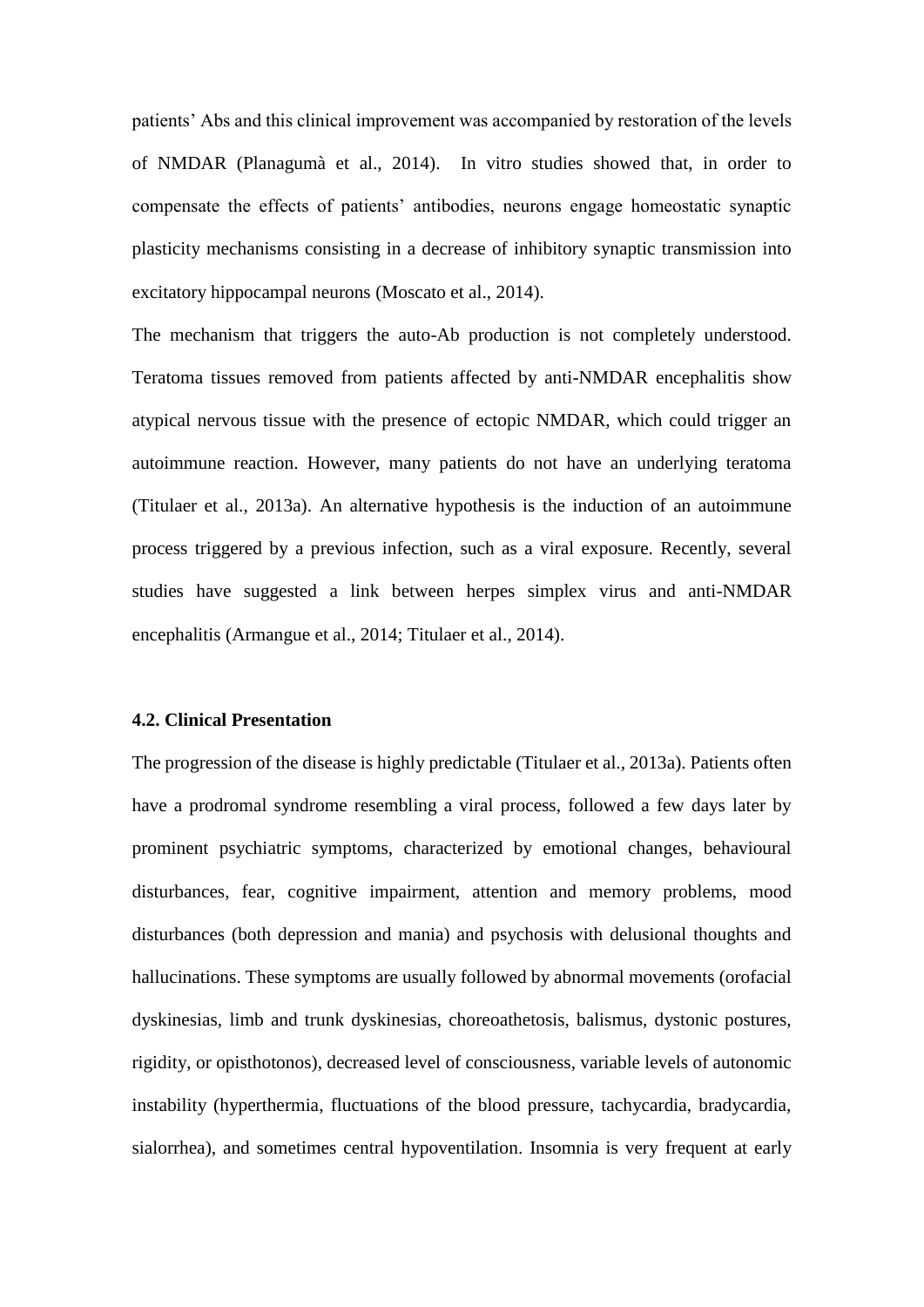patients' Abs and this clinical improvement was accompanied by restoration of the levels of NMDAR (Planagumà et al., 2014). In vitro studies showed that, in order to compensate the effects of patients' antibodies, neurons engage homeostatic synaptic plasticity mechanisms consisting in a decrease of inhibitory synaptic transmission into excitatory hippocampal neurons (Moscato et al., 2014).

The mechanism that triggers the auto-Ab production is not completely understood. Teratoma tissues removed from patients affected by anti-NMDAR encephalitis show atypical nervous tissue with the presence of ectopic NMDAR, which could trigger an autoimmune reaction. However, many patients do not have an underlying teratoma (Titulaer et al., 2013a). An alternative hypothesis is the induction of an autoimmune process triggered by a previous infection, such as a viral exposure. Recently, several studies have suggested a link between herpes simplex virus and anti-NMDAR encephalitis (Armangue et al., 2014; Titulaer et al., 2014).

### 4.2. Clinical Presentation

The progression of the disease is highly predictable (Titulaer et al., 2013a). Patients often have a prodromal syndrome resembling a viral process, followed a few days later by prominent psychiatric symptoms, characterized by emotional changes, behavioural disturbances, fear, cognitive impairment, attention and memory problems, mood disturbances (both depression and mania) and psychosis with delusional thoughts and hallucinations. These symptoms are usually followed by abnormal movements (orofacial dyskinesias, limb and trunk dyskinesias, choreoathetosis, balismus, dystonic postures, rigidity, or opisthotonos), decreased level of consciousness, variable levels of autonomic instability (hyperthermia, fluctuations of the blood pressure, tachycardia, bradycardia, sialorrhea), and sometimes central hypoventilation. Insomnia is very frequent at early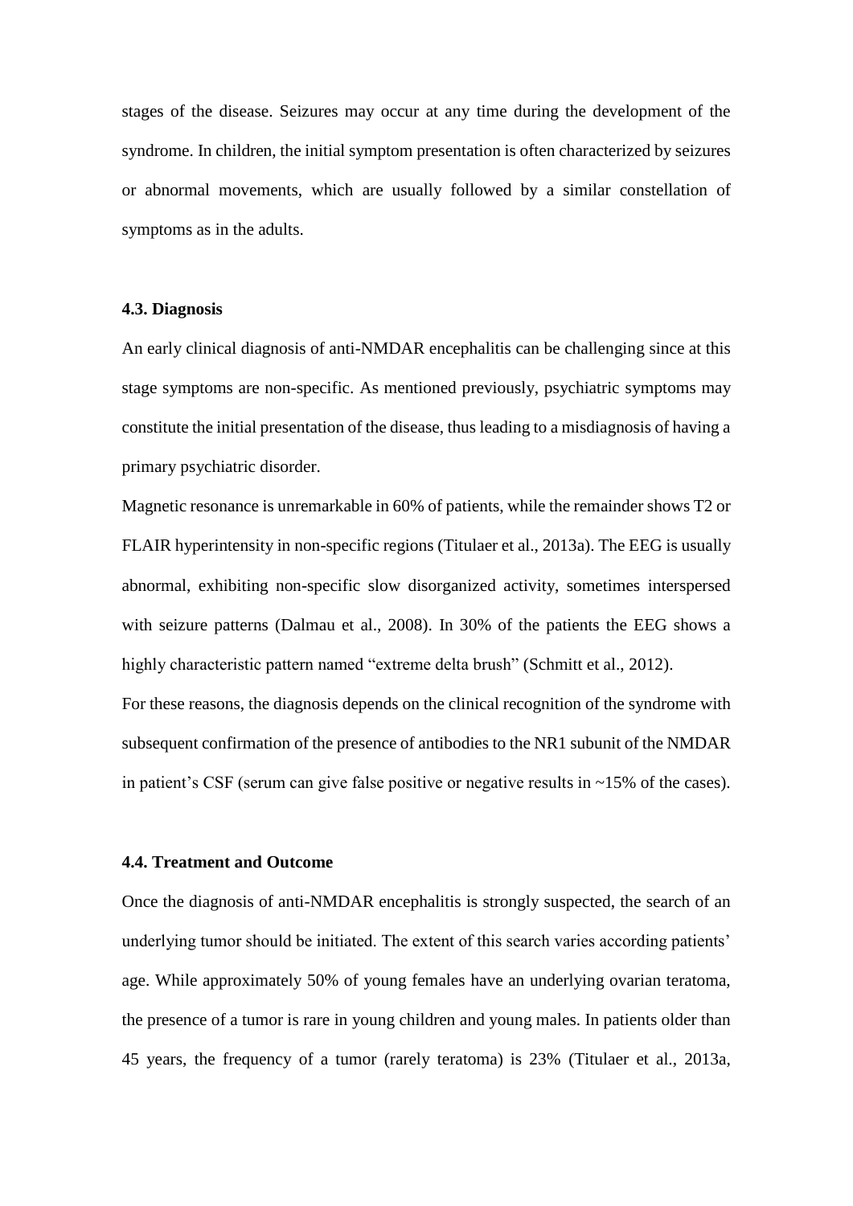stages of the disease. Seizures may occur at any time during the development of the syndrome. In children, the initial symptom presentation is often characterized by seizures or abnormal movements, which are usually followed by a similar constellation of symptoms as in the adults.

### 4.3. Diagnosis

An early clinical diagnosis of anti-NMDAR encephalitis can be challenging since at this stage symptoms are non-specific. As mentioned previously, psychiatric symptoms may constitute the initial presentation of the disease, thus leading to a misdiagnosis of having a primary psychiatric disorder.

Magnetic resonance is unremarkable in 60% of patients, while the remainder shows T2 or FLAIR hyperintensity in non-specific regions (Titulaer et al., 2013a). The EEG is usually abnormal, exhibiting non-specific slow disorganized activity, sometimes interspersed with seizure patterns (Dalmau et al., 2008). In 30% of the patients the EEG shows a highly characteristic pattern named "extreme delta brush" (Schmitt et al., 2012).

For these reasons, the diagnosis depends on the clinical recognition of the syndrome with subsequent confirmation of the presence of antibodies to the NR1 subunit of the NMDAR in patient's CSF (serum can give false positive or negative results in ~15% of the cases).

### 4.4. Treatment and Outcome

Once the diagnosis of anti-NMDAR encephalitis is strongly suspected, the search of an underlying tumor should be initiated. The extent of this search varies according patients' age. While approximately 50% of young females have an underlying ovarian teratoma, the presence of a tumor is rare in young children and young males. In patients older than 45 years, the frequency of a tumor (rarely teratoma) is 23% (Titulaer et al., 2013a,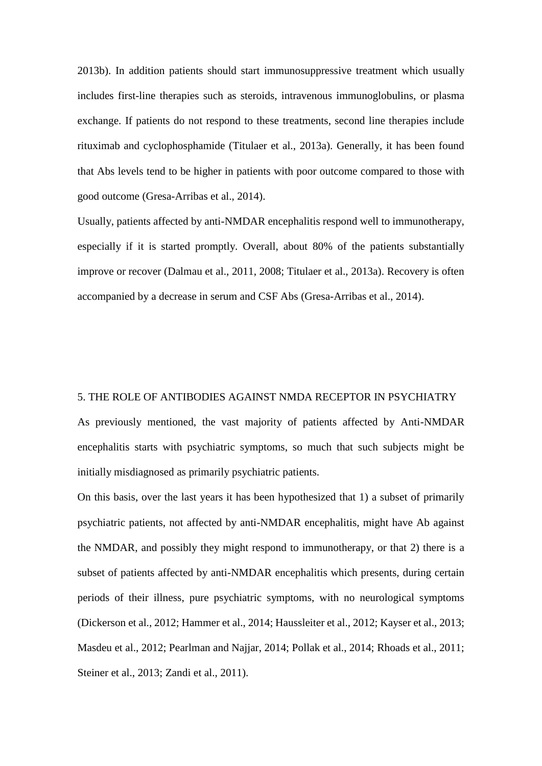2013b). In addition patients should start immunosuppressive treatment which usually includes first-line therapies such as steroids, intravenous immunoglobulins, or plasma exchange. If patients do not respond to these treatments, second line therapies include rituximab and cyclophosphamide (Titulaer et al., 2013a). Generally, it has been found that Abs levels tend to be higher in patients with poor outcome compared to those with good outcome (Gresa-Arribas et al., 2014).

Usually, patients affected by anti-NMDAR encephalitis respond well to immunotherapy, especially if it is started promptly. Overall, about 80% of the patients substantially improve or recover (Dalmau et al., 2011, 2008; Titulaer et al., 2013a). Recovery is often accompanied by a decrease in serum and CSF Abs (Gresa-Arribas et al., 2014).

## 5. THE ROLE OF ANTIBODIES AGAINST NMDA RECEPTOR IN PSYCHIATRY

As previously mentioned, the vast majority of patients affected by Anti-NMDAR encephalitis starts with psychiatric symptoms, so much that such subjects might be initially misdiagnosed as primarily psychiatric patients.

On this basis, over the last years it has been hypothesized that 1) a subset of primarily psychiatric patients, not affected by anti-NMDAR encephalitis, might have Ab against the NMDAR, and possibly they might respond to immunotherapy, or that 2) there is a subset of patients affected by anti-NMDAR encephalitis which presents, during certain periods of their illness, pure psychiatric symptoms, with no neurological symptoms (Dickerson et al., 2012; Hammer et al., 2014; Haussleiter et al., 2012; Kayser et al., 2013; Masdeu et al., 2012; Pearlman and Najjar, 2014; Pollak et al., 2014; Rhoads et al., 2011; Steiner et al., 2013; Zandi et al., 2011).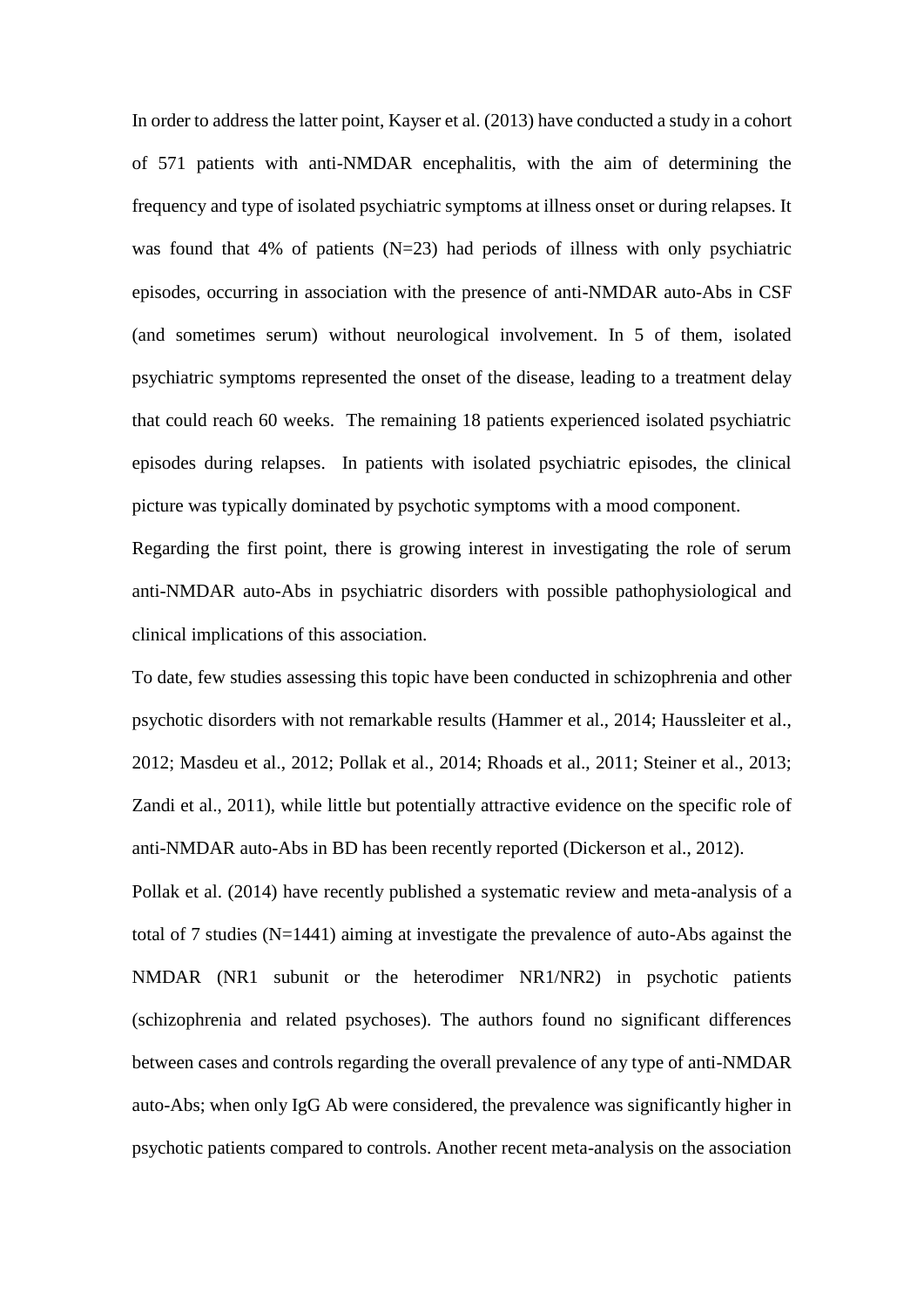In order to address the latter point, Kayser et al. (2013) have conducted a study in a cohort of 571 patients with anti-NMDAR encephalitis, with the aim of determining the frequency and type of isolated psychiatric symptoms at illness onset or during relapses. It was found that 4% of patients (N=23) had periods of illness with only psychiatric episodes, occurring in association with the presence of anti-NMDAR auto-Abs in CSF (and sometimes serum) without neurological involvement. In 5 of them, isolated psychiatric symptoms represented the onset of the disease, leading to a treatment delay that could reach 60 weeks. The remaining 18 patients experienced isolated psychiatric episodes during relapses. In patients with isolated psychiatric episodes, the clinical picture was typically dominated by psychotic symptoms with a mood component.

Regarding the first point, there is growing interest in investigating the role of serum anti-NMDAR auto-Abs in psychiatric disorders with possible pathophysiological and clinical implications of this association.

To date, few studies assessing this topic have been conducted in schizophrenia and other psychotic disorders with not remarkable results (Hammer et al., 2014; Haussleiter et al., 2012; Masdeu et al., 2012; Pollak et al., 2014; Rhoads et al., 2011; Steiner et al., 2013; Zandi et al., 2011), while little but potentially attractive evidence on the specific role of anti-NMDAR auto-Abs in BD has been recently reported (Dickerson et al., 2012).

Pollak et al. (2014) have recently published a systematic review and meta-analysis of a total of 7 studies (N=1441) aiming at investigate the prevalence of auto-Abs against the NMDAR (NR1 subunit or the heterodimer NR1/NR2) in psychotic patients (schizophrenia and related psychoses). The authors found no significant differences between cases and controls regarding the overall prevalence of any type of anti-NMDAR auto-Abs; when only IgG Ab were considered, the prevalence was significantly higher in psychotic patients compared to controls. Another recent meta-analysis on the association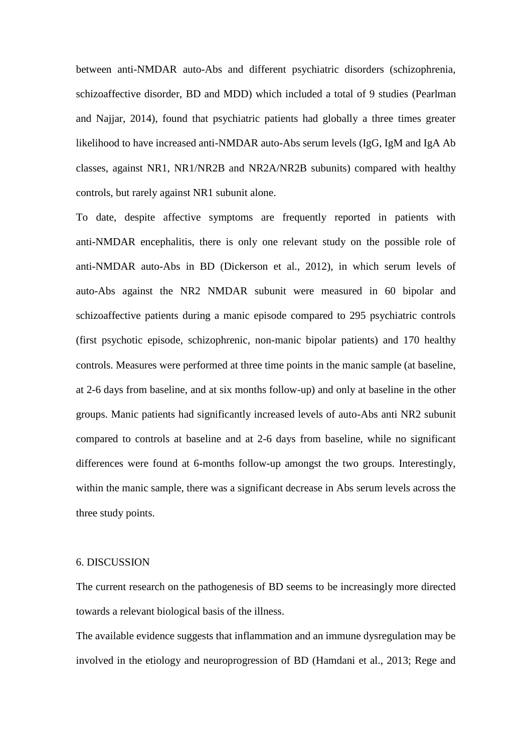between anti-NMDAR auto-Abs and different psychiatric disorders (schizophrenia, schizoaffective disorder, BD and MDD) which included a total of 9 studies (Pearlman and Najjar, 2014), found that psychiatric patients had globally a three times greater likelihood to have increased anti-NMDAR auto-Abs serum levels (IgG, IgM and IgA Ab classes, against NR1, NR1/NR2B and NR2A/NR2B subunits) compared with healthy controls, but rarely against NR1 subunit alone.

To date, despite affective symptoms are frequently reported in patients with anti-NMDAR encephalitis, there is only one relevant study on the possible role of anti-NMDAR auto-Abs in BD (Dickerson et al., 2012), in which serum levels of auto-Abs against the NR2 NMDAR subunit were measured in 60 bipolar and schizoaffective patients during a manic episode compared to 295 psychiatric controls (first psychotic episode, schizophrenic, non-manic bipolar patients) and 170 healthy controls. Measures were performed at three time points in the manic sample (at baseline, at 2-6 days from baseline, and at six months follow-up) and only at baseline in the other groups. Manic patients had significantly increased levels of auto-Abs anti NR2 subunit compared to controls at baseline and at 2-6 days from baseline, while no significant differences were found at 6-months follow-up amongst the two groups. Interestingly, within the manic sample, there was a significant decrease in Abs serum levels across the three study points.

## 6. DISCUSSION

The current research on the pathogenesis of BD seems to be increasingly more directed towards a relevant biological basis of the illness.

The available evidence suggests that inflammation and an immune dysregulation may be involved in the etiology and neuroprogression of BD (Hamdani et al., 2013; Rege and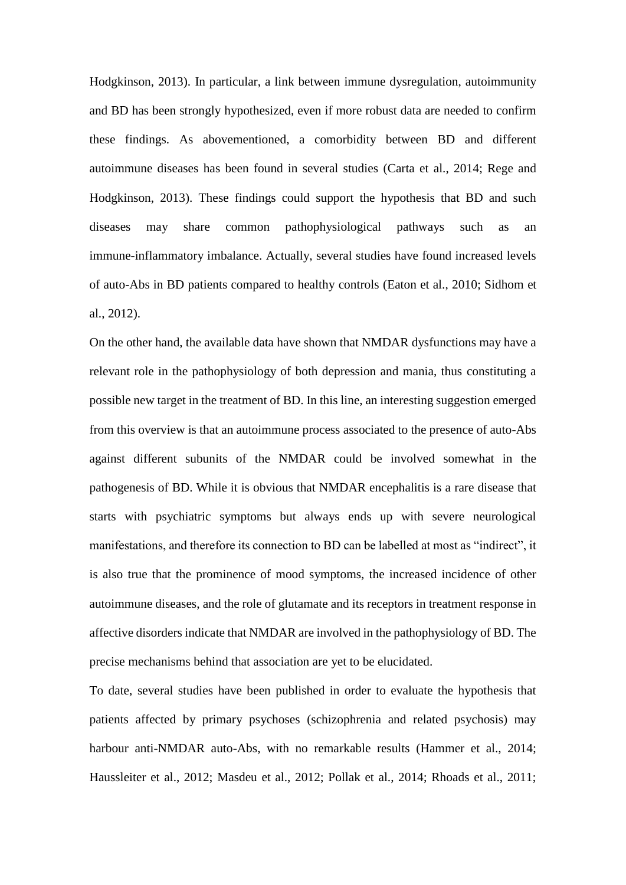Hodgkinson, 2013). In particular, a link between immune dysregulation, autoimmunity and BD has been strongly hypothesized, even if more robust data are needed to confirm these findings. As abovementioned, a comorbidity between BD and different autoimmune diseases has been found in several studies (Carta et al., 2014; Rege and Hodgkinson, 2013). These findings could support the hypothesis that BD and such diseases may share common pathophysiological pathways such as an immune-inflammatory imbalance. Actually, several studies have found increased levels of auto-Abs in BD patients compared to healthy controls (Eaton et al., 2010; Sidhom et al., 2012).

On the other hand, the available data have shown that NMDAR dysfunctions may have a relevant role in the pathophysiology of both depression and mania, thus constituting a possible new target in the treatment of BD. In this line, an interesting suggestion emerged from this overview is that an autoimmune process associated to the presence of auto-Abs against different subunits of the NMDAR could be involved somewhat in the pathogenesis of BD. While it is obvious that NMDAR encephalitis is a rare disease that starts with psychiatric symptoms but always ends up with severe neurological manifestations, and therefore its connection to BD can be labelled at most as "indirect", it is also true that the prominence of mood symptoms, the increased incidence of other autoimmune diseases, and the role of glutamate and its receptors in treatment response in affective disorders indicate that NMDAR are involved in the pathophysiology of BD. The precise mechanisms behind that association are yet to be elucidated.

To date, several studies have been published in order to evaluate the hypothesis that patients affected by primary psychoses (schizophrenia and related psychosis) may harbour anti-NMDAR auto-Abs, with no remarkable results (Hammer et al., 2014; Haussleiter et al., 2012; Masdeu et al., 2012; Pollak et al., 2014; Rhoads et al., 2011;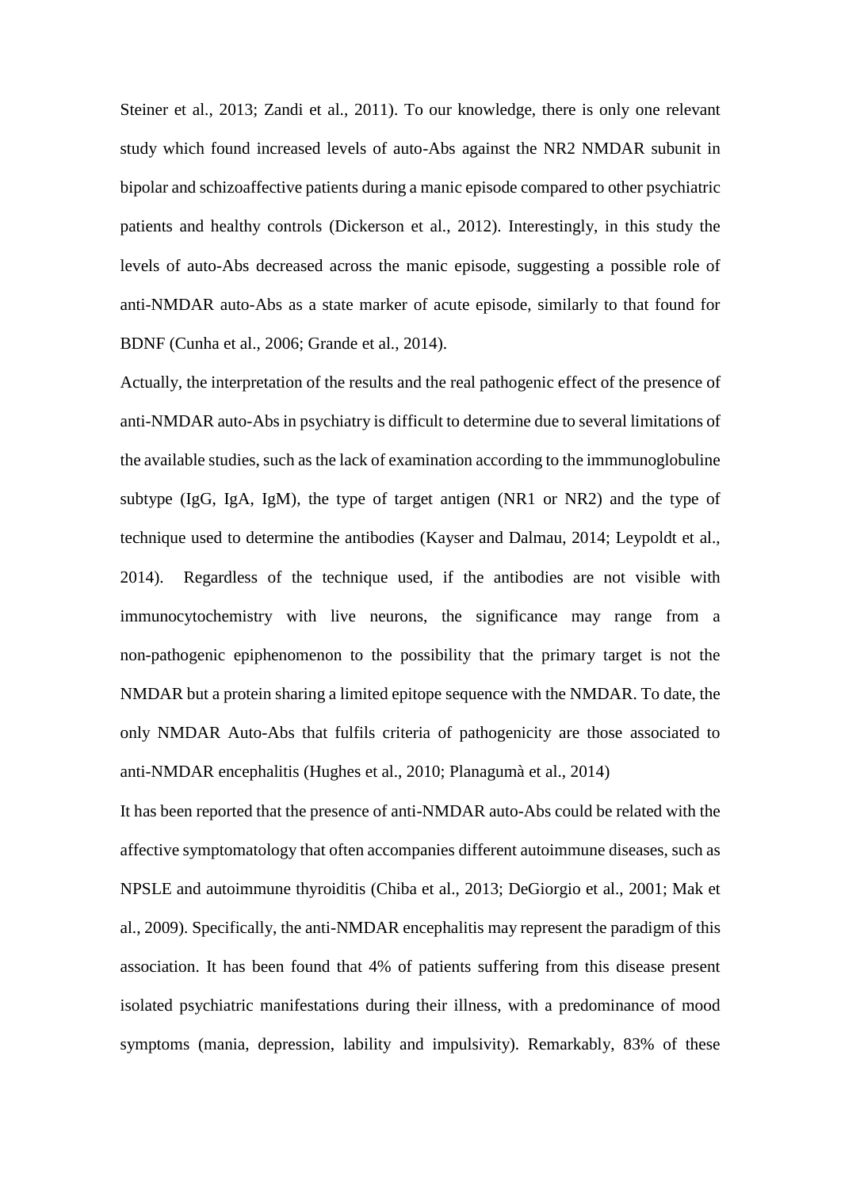Steiner et al., 2013; Zandi et al., 2011). To our knowledge, there is only one relevant study which found increased levels of auto-Abs against the NR2 NMDAR subunit in bipolar and schizoaffective patients during a manic episode compared to other psychiatric patients and healthy controls (Dickerson et al., 2012). Interestingly, in this study the levels of auto-Abs decreased across the manic episode, suggesting a possible role of anti-NMDAR auto-Abs as a state marker of acute episode, similarly to that found for BDNF (Cunha et al., 2006; Grande et al., 2014).

Actually, the interpretation of the results and the real pathogenic effect of the presence of anti-NMDAR auto-Abs in psychiatry is difficult to determine due to several limitations of the available studies, such as the lack of examination according to the immmunoglobuline subtype (IgG, IgA, IgM), the type of target antigen (NR1 or NR2) and the type of technique used to determine the antibodies (Kayser and Dalmau, 2014; Leypoldt et al., 2014). Regardless of the technique used, if the antibodies are not visible with immunocytochemistry with live neurons, the significance may range from a non-pathogenic epiphenomenon to the possibility that the primary target is not the NMDAR but a protein sharing a limited epitope sequence with the NMDAR. To date, the only NMDAR Auto-Abs that fulfils criteria of pathogenicity are those associated to anti-NMDAR encephalitis (Hughes et al., 2010; Planagumà et al., 2014)

It has been reported that the presence of anti-NMDAR auto-Abs could be related with the affective symptomatology that often accompanies different autoimmune diseases, such as NPSLE and autoimmune thyroiditis (Chiba et al., 2013; DeGiorgio et al., 2001; Mak et al., 2009). Specifically, the anti-NMDAR encephalitis may represent the paradigm of this association. It has been found that 4% of patients suffering from this disease present isolated psychiatric manifestations during their illness, with a predominance of mood symptoms (mania, depression, lability and impulsivity). Remarkably, 83% of these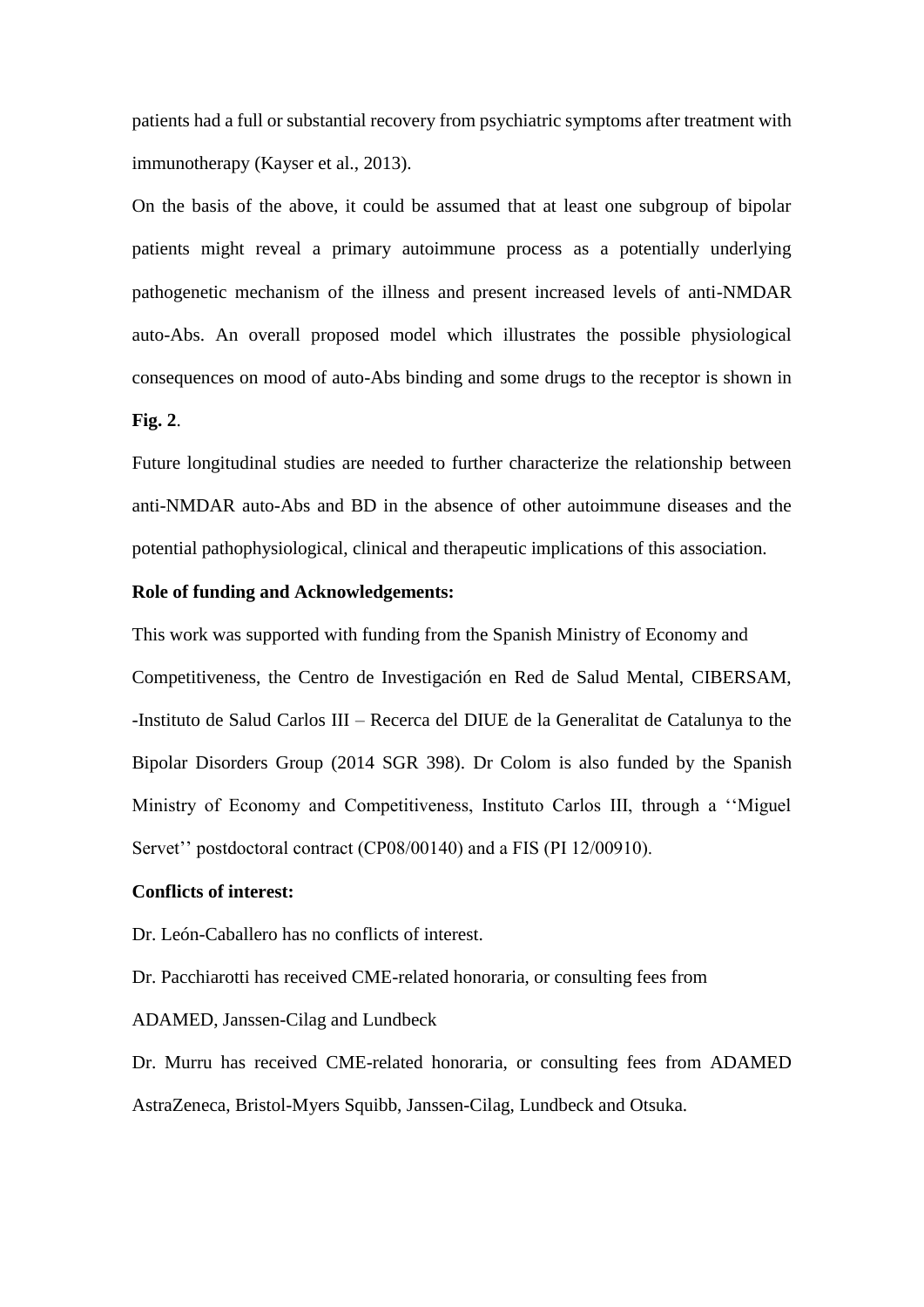patients had a full or substantial recovery from psychiatric symptoms after treatment with immunotherapy (Kayser et al., 2013).

On the basis of the above, it could be assumed that at least one subgroup of bipolar patients might reveal a primary autoimmune process as a potentially underlying pathogenetic mechanism of the illness and present increased levels of anti-NMDAR auto-Abs. An overall proposed model which illustrates the possible physiological consequences on mood of auto-Abs binding and some drugs to the receptor is shown in **Fig. 2**.

Future longitudinal studies are needed to further characterize the relationship between anti-NMDAR auto-Abs and BD in the absence of other autoimmune diseases and the potential pathophysiological, clinical and therapeutic implications of this association.

**Role of funding and Acknowledgements:**

This work was supported with funding from the Spanish Ministry of Economy and Competitiveness, the Centro de Investigación en Red de Salud Mental, CIBERSAM, -Instituto de Salud Carlos III – Recerca del DIUE de la Generalitat de Catalunya to the Bipolar Disorders Group (2014 SGR 398). Dr Colom is also funded by the Spanish Ministry of Economy and Competitiveness, Instituto Carlos III, through a ''Miguel Servet'' postdoctoral contract (CP08/00140) and a FIS (PI 12/00910).

**Conflicts of interest:**

Dr. León-Caballero has no conflicts of interest.

Dr. Pacchiarotti has received CME-related honoraria, or consulting fees from ADAMED, Janssen-Cilag and Lundbeck

Dr. Murru has received CME-related honoraria, or consulting fees from ADAMED AstraZeneca, Bristol-Myers Squibb, Janssen-Cilag, Lundbeck and Otsuka.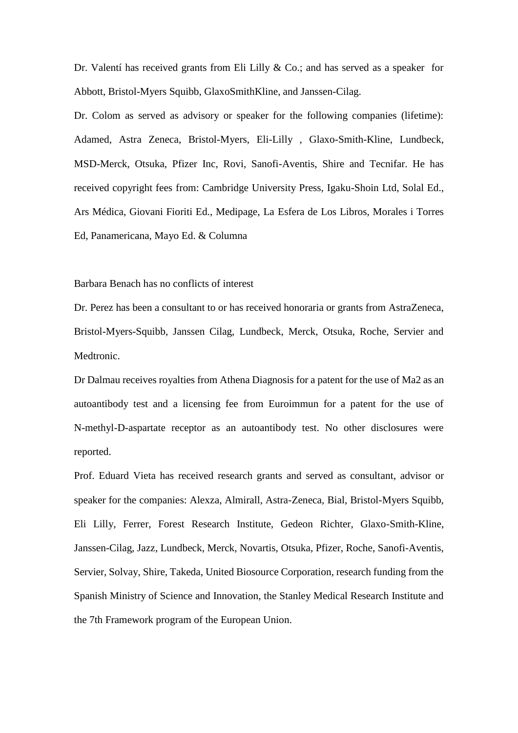Dr. Valentí has received grants from Eli Lilly & Co.; and has served as a speaker for Abbott, Bristol-Myers Squibb, GlaxoSmithKline, and Janssen-Cilag.

Dr. Colom as served as advisory or speaker for the following companies (lifetime): Adamed, Astra Zeneca, Bristol-Myers, Eli-Lilly , Glaxo-Smith-Kline, Lundbeck, MSD-Merck, Otsuka, Pfizer Inc, Rovi, Sanofi-Aventis, Shire and Tecnifar. He has received copyright fees from: Cambridge University Press, Igaku-Shoin Ltd, Solal Ed., Ars Médica, Giovani Fioriti Ed., Medipage, La Esfera de Los Libros, Morales i Torres Ed, Panamericana, Mayo Ed. & Columna

Barbara Benach has no conflicts of interest

Dr. Perez has been a consultant to or has received honoraria or grants from AstraZeneca, Bristol-Myers-Squibb, Janssen Cilag, Lundbeck, Merck, Otsuka, Roche, Servier and Medtronic.

Dr Dalmau receives royalties from Athena Diagnosis for a patent for the use of Ma2 as an autoantibody test and a licensing fee from Euroimmun for a patent for the use of N-methyl-D-aspartate receptor as an autoantibody test. No other disclosures were reported.

Prof. Eduard Vieta has received research grants and served as consultant, advisor or speaker for the companies: Alexza, Almirall, Astra-Zeneca, Bial, Bristol-Myers Squibb, Eli Lilly, Ferrer, Forest Research Institute, Gedeon Richter, Glaxo-Smith-Kline, Janssen-Cilag, Jazz, Lundbeck, Merck, Novartis, Otsuka, Pfizer, Roche, Sanofi-Aventis, Servier, Solvay, Shire, Takeda, United Biosource Corporation, research funding from the Spanish Ministry of Science and Innovation, the Stanley Medical Research Institute and the 7th Framework program of the European Union.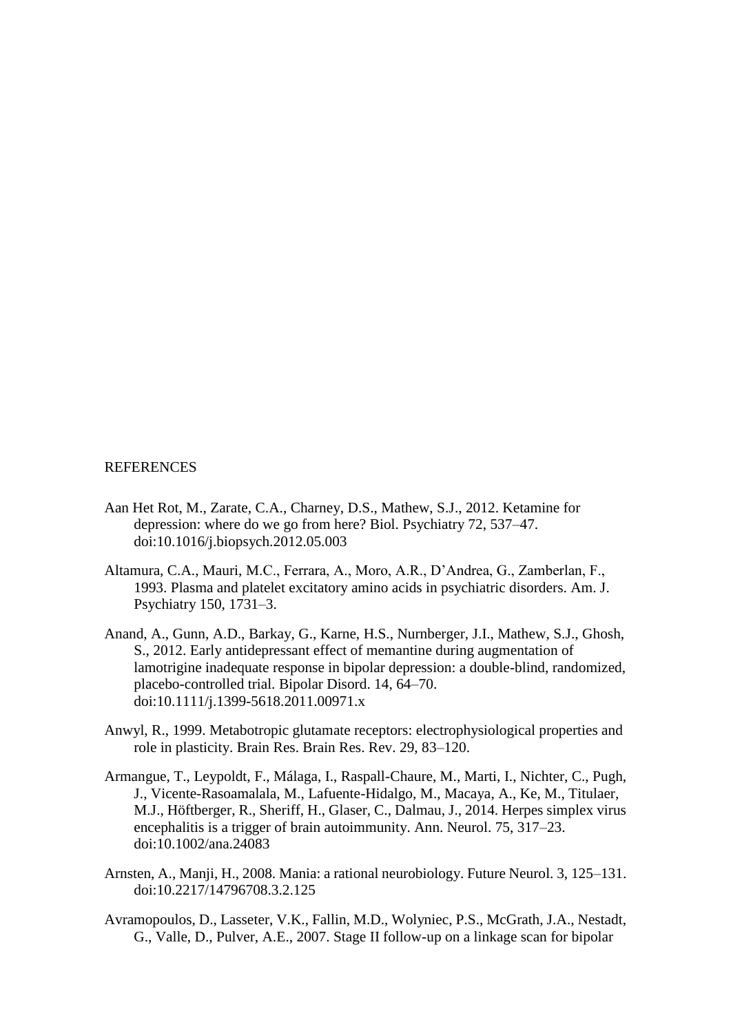## REFERENCES

Aan Het Rot, M., Zarate, C.A., Charney, D.S., Mathew, S.J., 2012. Ketamine for depression: where do we go from here? Biol. Psychiatry 72, 537–47. doi:10.1016/j.biopsych.2012.05.003

Altamura, C.A., Mauri, M.C., Ferrara, A., Moro, A.R., D'Andrea, G., Zamberlan, F., 1993. Plasma and platelet excitatory amino acids in psychiatric disorders. Am. J. Psychiatry 150, 1731–3.

Anand, A., Gunn, A.D., Barkay, G., Karne, H.S., Nurnberger, J.I., Mathew, S.J., Ghosh, S., 2012. Early antidepressant effect of memantine during augmentation of lamotrigine inadequate response in bipolar depression: a double-blind, randomized, placebo-controlled trial. Bipolar Disord. 14, 64–70. doi:10.1111/j.1399-5618.2011.00971.x

Anwyl, R., 1999. Metabotropic glutamate receptors: electrophysiological properties and role in plasticity. Brain Res. Brain Res. Rev. 29, 83–120.

Armangue, T., Leypoldt, F., Málaga, I., Raspall-Chaure, M., Marti, I., Nichter, C., Pugh, J., Vicente-Rasoamalala, M., Lafuente-Hidalgo, M., Macaya, A., Ke, M., Titulaer, M.J., Höftberger, R., Sheriff, H., Glaser, C., Dalmau, J., 2014. Herpes simplex virus encephalitis is a trigger of brain autoimmunity. Ann. Neurol. 75, 317–23. doi:10.1002/ana.24083

Arnsten, A., Manji, H., 2008. Mania: a rational neurobiology. Future Neurol. 3, 125–131. doi:10.2217/14796708.3.2.125

Avramopoulos, D., Lasseter, V.K., Fallin, M.D., Wolyniec, P.S., McGrath, J.A., Nestadt, G., Valle, D., Pulver, A.E., 2007. Stage II follow-up on a linkage scan for bipolar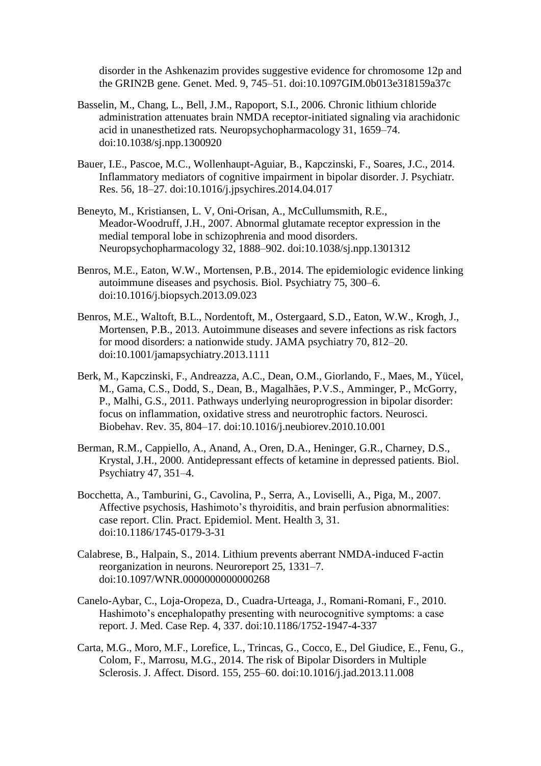disorder in the Ashkenazim provides suggestive evidence for chromosome 12p and the GRIN2B gene. Genet. Med. 9, 745–51. doi:10.1097GIM.0b013e318159a37c

Basselin, M., Chang, L., Bell, J.M., Rapoport, S.I., 2006. Chronic lithium chloride administration attenuates brain NMDA receptor-initiated signaling via arachidonic acid in unanesthetized rats. Neuropsychopharmacology 31, 1659–74. doi:10.1038/sj.npp.1300920

Bauer, I.E., Pascoe, M.C., Wollenhaupt-Aguiar, B., Kapczinski, F., Soares, J.C., 2014. Inflammatory mediators of cognitive impairment in bipolar disorder. J. Psychiatr. Res. 56, 18–27. doi:10.1016/j.jpsychires.2014.04.017

Beneyto, M., Kristiansen, L. V, Oni-Orisan, A., McCullumsmith, R.E., Meador-Woodruff, J.H., 2007. Abnormal glutamate receptor expression in the medial temporal lobe in schizophrenia and mood disorders. Neuropsychopharmacology 32, 1888–902. doi:10.1038/sj.npp.1301312

Benros, M.E., Eaton, W.W., Mortensen, P.B., 2014. The epidemiologic evidence linking autoimmune diseases and psychosis. Biol. Psychiatry 75, 300–6. doi:10.1016/j.biopsych.2013.09.023

Benros, M.E., Waltoft, B.L., Nordentoft, M., Ostergaard, S.D., Eaton, W.W., Krogh, J., Mortensen, P.B., 2013. Autoimmune diseases and severe infections as risk factors for mood disorders: a nationwide study. JAMA psychiatry 70, 812–20. doi:10.1001/jamapsychiatry.2013.1111

Berk, M., Kapczinski, F., Andreazza, A.C., Dean, O.M., Giorlando, F., Maes, M., Yücel, M., Gama, C.S., Dodd, S., Dean, B., Magalhães, P.V.S., Amminger, P., McGorry, P., Malhi, G.S., 2011. Pathways underlying neuroprogression in bipolar disorder: focus on inflammation, oxidative stress and neurotrophic factors. Neurosci. Biobehav. Rev. 35, 804–17. doi:10.1016/j.neubiorev.2010.10.001

Berman, R.M., Cappiello, A., Anand, A., Oren, D.A., Heninger, G.R., Charney, D.S., Krystal, J.H., 2000. Antidepressant effects of ketamine in depressed patients. Biol. Psychiatry 47, 351–4.

Bocchetta, A., Tamburini, G., Cavolina, P., Serra, A., Loviselli, A., Piga, M., 2007. Affective psychosis, Hashimoto's thyroiditis, and brain perfusion abnormalities: case report. Clin. Pract. Epidemiol. Ment. Health 3, 31. doi:10.1186/1745-0179-3-31

Calabrese, B., Halpain, S., 2014. Lithium prevents aberrant NMDA-induced F-actin reorganization in neurons. Neuroreport 25, 1331–7. doi:10.1097/WNR.0000000000000268

Canelo-Aybar, C., Loja-Oropeza, D., Cuadra-Urteaga, J., Romani-Romani, F., 2010. Hashimoto's encephalopathy presenting with neurocognitive symptoms: a case report. J. Med. Case Rep. 4, 337. doi:10.1186/1752-1947-4-337

Carta, M.G., Moro, M.F., Lorefice, L., Trincas, G., Cocco, E., Del Giudice, E., Fenu, G., Colom, F., Marrosu, M.G., 2014. The risk of Bipolar Disorders in Multiple Sclerosis. J. Affect. Disord. 155, 255–60. doi:10.1016/j.jad.2013.11.008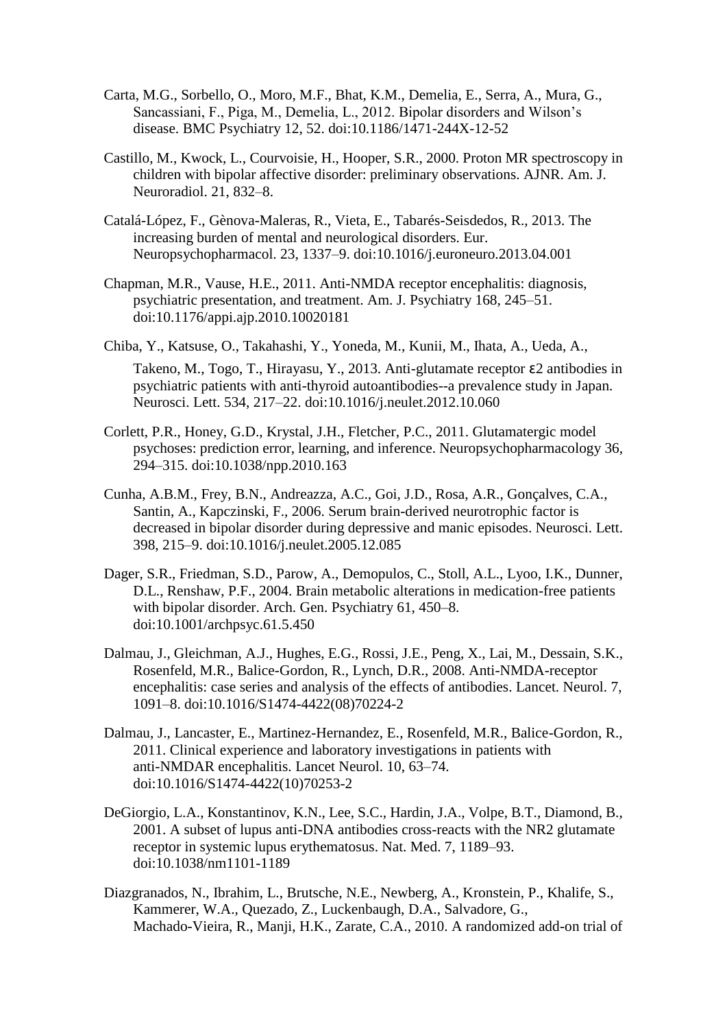Carta, M.G., Sorbello, O., Moro, M.F., Bhat, K.M., Demelia, E., Serra, A., Mura, G., Sancassiani, F., Piga, M., Demelia, L., 2012. Bipolar disorders and Wilson's disease. BMC Psychiatry 12, 52. doi:10.1186/1471-244X-12-52

Castillo, M., Kwock, L., Courvoisie, H., Hooper, S.R., 2000. Proton MR spectroscopy in children with bipolar affective disorder: preliminary observations. AJNR. Am. J. Neuroradiol. 21, 832–8.

Catalá-López, F., Gènova-Maleras, R., Vieta, E., Tabarés-Seisdedos, R., 2013. The increasing burden of mental and neurological disorders. Eur. Neuropsychopharmacol. 23, 1337–9. doi:10.1016/j.euroneuro.2013.04.001

Chapman, M.R., Vause, H.E., 2011. Anti-NMDA receptor encephalitis: diagnosis, psychiatric presentation, and treatment. Am. J. Psychiatry 168, 245–51. doi:10.1176/appi.ajp.2010.10020181

Chiba, Y., Katsuse, O., Takahashi, Y., Yoneda, M., Kunii, M., Ihata, A., Ueda, A., Takeno, M., Togo, T., Hirayasu, Y., 2013. Anti-glutamate receptor ε2 antibodies in psychiatric patients with anti-thyroid autoantibodies--a prevalence study in Japan. Neurosci. Lett. 534, 217–22. doi:10.1016/j.neulet.2012.10.060

Corlett, P.R., Honey, G.D., Krystal, J.H., Fletcher, P.C., 2011. Glutamatergic model psychoses: prediction error, learning, and inference. Neuropsychopharmacology 36, 294–315. doi:10.1038/npp.2010.163

Cunha, A.B.M., Frey, B.N., Andreazza, A.C., Goi, J.D., Rosa, A.R., Gonçalves, C.A., Santin, A., Kapczinski, F., 2006. Serum brain-derived neurotrophic factor is decreased in bipolar disorder during depressive and manic episodes. Neurosci. Lett. 398, 215–9. doi:10.1016/j.neulet.2005.12.085

Dager, S.R., Friedman, S.D., Parow, A., Demopulos, C., Stoll, A.L., Lyoo, I.K., Dunner, D.L., Renshaw, P.F., 2004. Brain metabolic alterations in medication-free patients with bipolar disorder. Arch. Gen. Psychiatry 61, 450–8. doi:10.1001/archpsyc.61.5.450

Dalmau, J., Gleichman, A.J., Hughes, E.G., Rossi, J.E., Peng, X., Lai, M., Dessain, S.K., Rosenfeld, M.R., Balice-Gordon, R., Lynch, D.R., 2008. Anti-NMDA-receptor encephalitis: case series and analysis of the effects of antibodies. Lancet. Neurol. 7, 1091–8. doi:10.1016/S1474-4422(08)70224-2

Dalmau, J., Lancaster, E., Martinez-Hernandez, E., Rosenfeld, M.R., Balice-Gordon, R., 2011. Clinical experience and laboratory investigations in patients with anti-NMDAR encephalitis. Lancet Neurol. 10, 63–74. doi:10.1016/S1474-4422(10)70253-2

DeGiorgio, L.A., Konstantinov, K.N., Lee, S.C., Hardin, J.A., Volpe, B.T., Diamond, B., 2001. A subset of lupus anti-DNA antibodies cross-reacts with the NR2 glutamate receptor in systemic lupus erythematosus. Nat. Med. 7, 1189–93. doi:10.1038/nm1101-1189

Diazgranados, N., Ibrahim, L., Brutsche, N.E., Newberg, A., Kronstein, P., Khalife, S., Kammerer, W.A., Quezado, Z., Luckenbaugh, D.A., Salvadore, G., Machado-Vieira, R., Manji, H.K., Zarate, C.A., 2010. A randomized add-on trial of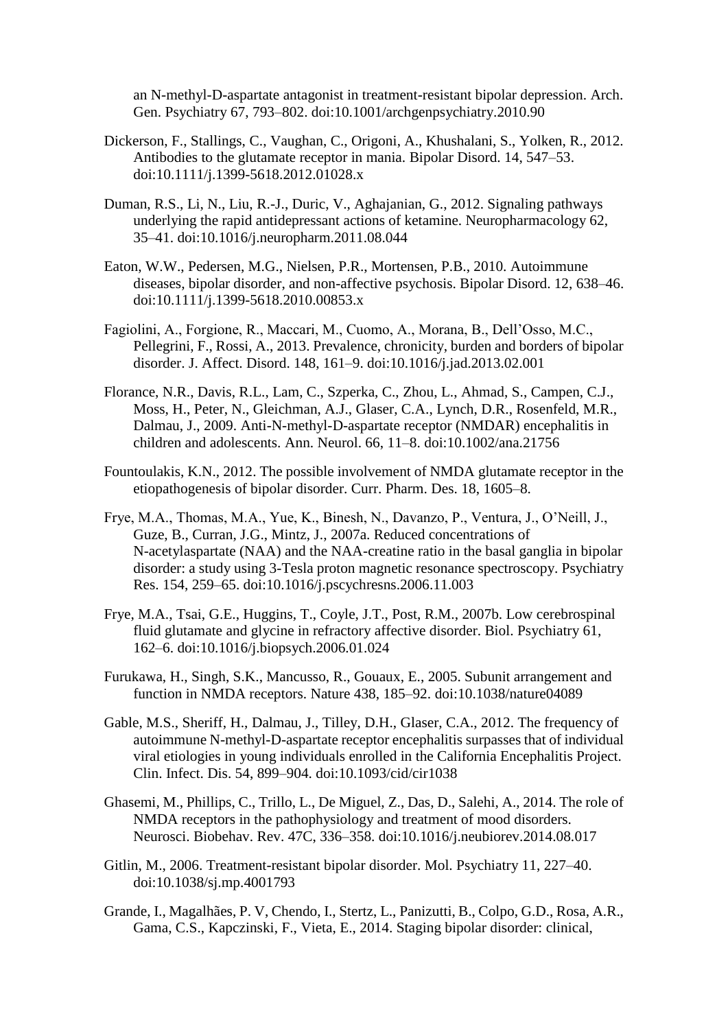an N-methyl-D-aspartate antagonist in treatment-resistant bipolar depression. Arch. Gen. Psychiatry 67, 793–802. doi:10.1001/archgenpsychiatry.2010.90

Dickerson, F., Stallings, C., Vaughan, C., Origoni, A., Khushalani, S., Yolken, R., 2012. Antibodies to the glutamate receptor in mania. Bipolar Disord. 14, 547–53. doi:10.1111/j.1399-5618.2012.01028.x

Duman, R.S., Li, N., Liu, R.-J., Duric, V., Aghajanian, G., 2012. Signaling pathways underlying the rapid antidepressant actions of ketamine. Neuropharmacology 62, 35–41. doi:10.1016/j.neuropharm.2011.08.044

Eaton, W.W., Pedersen, M.G., Nielsen, P.R., Mortensen, P.B., 2010. Autoimmune diseases, bipolar disorder, and non-affective psychosis. Bipolar Disord. 12, 638–46. doi:10.1111/j.1399-5618.2010.00853.x

Fagiolini, A., Forgione, R., Maccari, M., Cuomo, A., Morana, B., Dell'Osso, M.C., Pellegrini, F., Rossi, A., 2013. Prevalence, chronicity, burden and borders of bipolar disorder. J. Affect. Disord. 148, 161–9. doi:10.1016/j.jad.2013.02.001

Florance, N.R., Davis, R.L., Lam, C., Szperka, C., Zhou, L., Ahmad, S., Campen, C.J., Moss, H., Peter, N., Gleichman, A.J., Glaser, C.A., Lynch, D.R., Rosenfeld, M.R., Dalmau, J., 2009. Anti-N-methyl-D-aspartate receptor (NMDAR) encephalitis in children and adolescents. Ann. Neurol. 66, 11–8. doi:10.1002/ana.21756

Fountoulakis, K.N., 2012. The possible involvement of NMDA glutamate receptor in the etiopathogenesis of bipolar disorder. Curr. Pharm. Des. 18, 1605–8.

Frye, M.A., Thomas, M.A., Yue, K., Binesh, N., Davanzo, P., Ventura, J., O'Neill, J., Guze, B., Curran, J.G., Mintz, J., 2007a. Reduced concentrations of N-acetylaspartate (NAA) and the NAA-creatine ratio in the basal ganglia in bipolar disorder: a study using 3-Tesla proton magnetic resonance spectroscopy. Psychiatry Res. 154, 259–65. doi:10.1016/j.pscychresns.2006.11.003

Frye, M.A., Tsai, G.E., Huggins, T., Coyle, J.T., Post, R.M., 2007b. Low cerebrospinal fluid glutamate and glycine in refractory affective disorder. Biol. Psychiatry 61, 162–6. doi:10.1016/j.biopsych.2006.01.024

Furukawa, H., Singh, S.K., Mancusso, R., Gouaux, E., 2005. Subunit arrangement and function in NMDA receptors. Nature 438, 185–92. doi:10.1038/nature04089

Gable, M.S., Sheriff, H., Dalmau, J., Tilley, D.H., Glaser, C.A., 2012. The frequency of autoimmune N-methyl-D-aspartate receptor encephalitis surpasses that of individual viral etiologies in young individuals enrolled in the California Encephalitis Project. Clin. Infect. Dis. 54, 899–904. doi:10.1093/cid/cir1038

Ghasemi, M., Phillips, C., Trillo, L., De Miguel, Z., Das, D., Salehi, A., 2014. The role of NMDA receptors in the pathophysiology and treatment of mood disorders. Neurosci. Biobehav. Rev. 47C, 336–358. doi:10.1016/j.neubiorev.2014.08.017

Gitlin, M., 2006. Treatment-resistant bipolar disorder. Mol. Psychiatry 11, 227–40. doi:10.1038/sj.mp.4001793

Grande, I., Magalhães, P. V, Chendo, I., Stertz, L., Panizutti, B., Colpo, G.D., Rosa, A.R., Gama, C.S., Kapczinski, F., Vieta, E., 2014. Staging bipolar disorder: clinical,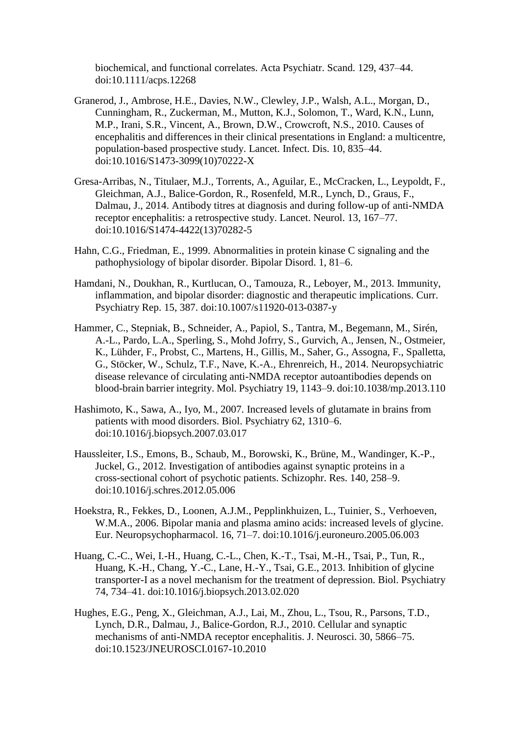biochemical, and functional correlates. Acta Psychiatr. Scand. 129, 437–44. doi:10.1111/acps.12268

Granerod, J., Ambrose, H.E., Davies, N.W., Clewley, J.P., Walsh, A.L., Morgan, D., Cunningham, R., Zuckerman, M., Mutton, K.J., Solomon, T., Ward, K.N., Lunn, M.P., Irani, S.R., Vincent, A., Brown, D.W., Crowcroft, N.S., 2010. Causes of encephalitis and differences in their clinical presentations in England: a multicentre, population-based prospective study. Lancet. Infect. Dis. 10, 835–44. doi:10.1016/S1473-3099(10)70222-X

Gresa-Arribas, N., Titulaer, M.J., Torrents, A., Aguilar, E., McCracken, L., Leypoldt, F., Gleichman, A.J., Balice-Gordon, R., Rosenfeld, M.R., Lynch, D., Graus, F., Dalmau, J., 2014. Antibody titres at diagnosis and during follow-up of anti-NMDA receptor encephalitis: a retrospective study. Lancet. Neurol. 13, 167–77. doi:10.1016/S1474-4422(13)70282-5

Hahn, C.G., Friedman, E., 1999. Abnormalities in protein kinase C signaling and the pathophysiology of bipolar disorder. Bipolar Disord. 1, 81–6.

Hamdani, N., Doukhan, R., Kurtlucan, O., Tamouza, R., Leboyer, M., 2013. Immunity, inflammation, and bipolar disorder: diagnostic and therapeutic implications. Curr. Psychiatry Rep. 15, 387. doi:10.1007/s11920-013-0387-y

Hammer, C., Stepniak, B., Schneider, A., Papiol, S., Tantra, M., Begemann, M., Sirén, A.-L., Pardo, L.A., Sperling, S., Mohd Jofrry, S., Gurvich, A., Jensen, N., Ostmeier, K., Lühder, F., Probst, C., Martens, H., Gillis, M., Saher, G., Assogna, F., Spalletta, G., Stöcker, W., Schulz, T.F., Nave, K.-A., Ehrenreich, H., 2014. Neuropsychiatric disease relevance of circulating anti-NMDA receptor autoantibodies depends on blood-brain barrier integrity. Mol. Psychiatry 19, 1143–9. doi:10.1038/mp.2013.110

Hashimoto, K., Sawa, A., Iyo, M., 2007. Increased levels of glutamate in brains from patients with mood disorders. Biol. Psychiatry 62, 1310–6. doi:10.1016/j.biopsych.2007.03.017

Haussleiter, I.S., Emons, B., Schaub, M., Borowski, K., Brüne, M., Wandinger, K.-P., Juckel, G., 2012. Investigation of antibodies against synaptic proteins in a cross-sectional cohort of psychotic patients. Schizophr. Res. 140, 258–9. doi:10.1016/j.schres.2012.05.006

Hoekstra, R., Fekkes, D., Loonen, A.J.M., Pepplinkhuizen, L., Tuinier, S., Verhoeven, W.M.A., 2006. Bipolar mania and plasma amino acids: increased levels of glycine. Eur. Neuropsychopharmacol. 16, 71–7. doi:10.1016/j.euroneuro.2005.06.003

Huang, C.-C., Wei, I.-H., Huang, C.-L., Chen, K.-T., Tsai, M.-H., Tsai, P., Tun, R., Huang, K.-H., Chang, Y.-C., Lane, H.-Y., Tsai, G.E., 2013. Inhibition of glycine transporter-I as a novel mechanism for the treatment of depression. Biol. Psychiatry 74, 734–41. doi:10.1016/j.biopsych.2013.02.020

Hughes, E.G., Peng, X., Gleichman, A.J., Lai, M., Zhou, L., Tsou, R., Parsons, T.D., Lynch, D.R., Dalmau, J., Balice-Gordon, R.J., 2010. Cellular and synaptic mechanisms of anti-NMDA receptor encephalitis. J. Neurosci. 30, 5866–75. doi:10.1523/JNEUROSCI.0167-10.2010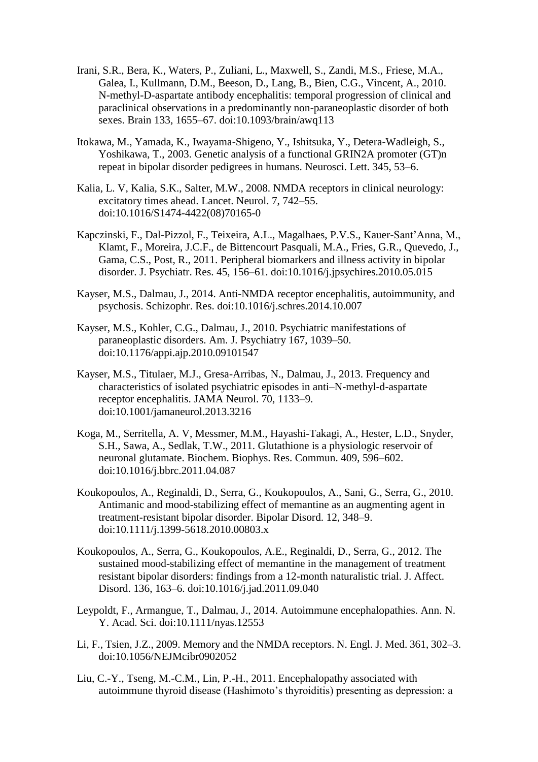Irani, S.R., Bera, K., Waters, P., Zuliani, L., Maxwell, S., Zandi, M.S., Friese, M.A., Galea, I., Kullmann, D.M., Beeson, D., Lang, B., Bien, C.G., Vincent, A., 2010. N-methyl-D-aspartate antibody encephalitis: temporal progression of clinical and paraclinical observations in a predominantly non-paraneoplastic disorder of both sexes. Brain 133, 1655–67. doi:10.1093/brain/awq113

Itokawa, M., Yamada, K., Iwayama-Shigeno, Y., Ishitsuka, Y., Detera-Wadleigh, S., Yoshikawa, T., 2003. Genetic analysis of a functional GRIN2A promoter (GT)n repeat in bipolar disorder pedigrees in humans. Neurosci. Lett. 345, 53–6.

Kalia, L. V, Kalia, S.K., Salter, M.W., 2008. NMDA receptors in clinical neurology: excitatory times ahead. Lancet. Neurol. 7, 742–55. doi:10.1016/S1474-4422(08)70165-0

Kapczinski, F., Dal-Pizzol, F., Teixeira, A.L., Magalhaes, P.V.S., Kauer-Sant'Anna, M., Klamt, F., Moreira, J.C.F., de Bittencourt Pasquali, M.A., Fries, G.R., Quevedo, J., Gama, C.S., Post, R., 2011. Peripheral biomarkers and illness activity in bipolar disorder. J. Psychiatr. Res. 45, 156–61. doi:10.1016/j.jpsychires.2010.05.015

Kayser, M.S., Dalmau, J., 2014. Anti-NMDA receptor encephalitis, autoimmunity, and psychosis. Schizophr. Res. doi:10.1016/j.schres.2014.10.007

Kayser, M.S., Kohler, C.G., Dalmau, J., 2010. Psychiatric manifestations of paraneoplastic disorders. Am. J. Psychiatry 167, 1039–50. doi:10.1176/appi.ajp.2010.09101547

Kayser, M.S., Titulaer, M.J., Gresa-Arribas, N., Dalmau, J., 2013. Frequency and characteristics of isolated psychiatric episodes in anti–N-methyl-d-aspartate receptor encephalitis. JAMA Neurol. 70, 1133–9. doi:10.1001/jamaneurol.2013.3216

Koga, M., Serritella, A. V, Messmer, M.M., Hayashi-Takagi, A., Hester, L.D., Snyder, S.H., Sawa, A., Sedlak, T.W., 2011. Glutathione is a physiologic reservoir of neuronal glutamate. Biochem. Biophys. Res. Commun. 409, 596–602. doi:10.1016/j.bbrc.2011.04.087

Koukopoulos, A., Reginaldi, D., Serra, G., Koukopoulos, A., Sani, G., Serra, G., 2010. Antimanic and mood-stabilizing effect of memantine as an augmenting agent in treatment-resistant bipolar disorder. Bipolar Disord. 12, 348–9. doi:10.1111/j.1399-5618.2010.00803.x

Koukopoulos, A., Serra, G., Koukopoulos, A.E., Reginaldi, D., Serra, G., 2012. The sustained mood-stabilizing effect of memantine in the management of treatment resistant bipolar disorders: findings from a 12-month naturalistic trial. J. Affect. Disord. 136, 163–6. doi:10.1016/j.jad.2011.09.040

Leypoldt, F., Armangue, T., Dalmau, J., 2014. Autoimmune encephalopathies. Ann. N. Y. Acad. Sci. doi:10.1111/nyas.12553

Li, F., Tsien, J.Z., 2009. Memory and the NMDA receptors. N. Engl. J. Med. 361, 302–3. doi:10.1056/NEJMcibr0902052

Liu, C.-Y., Tseng, M.-C.M., Lin, P.-H., 2011. Encephalopathy associated with autoimmune thyroid disease (Hashimoto's thyroiditis) presenting as depression: a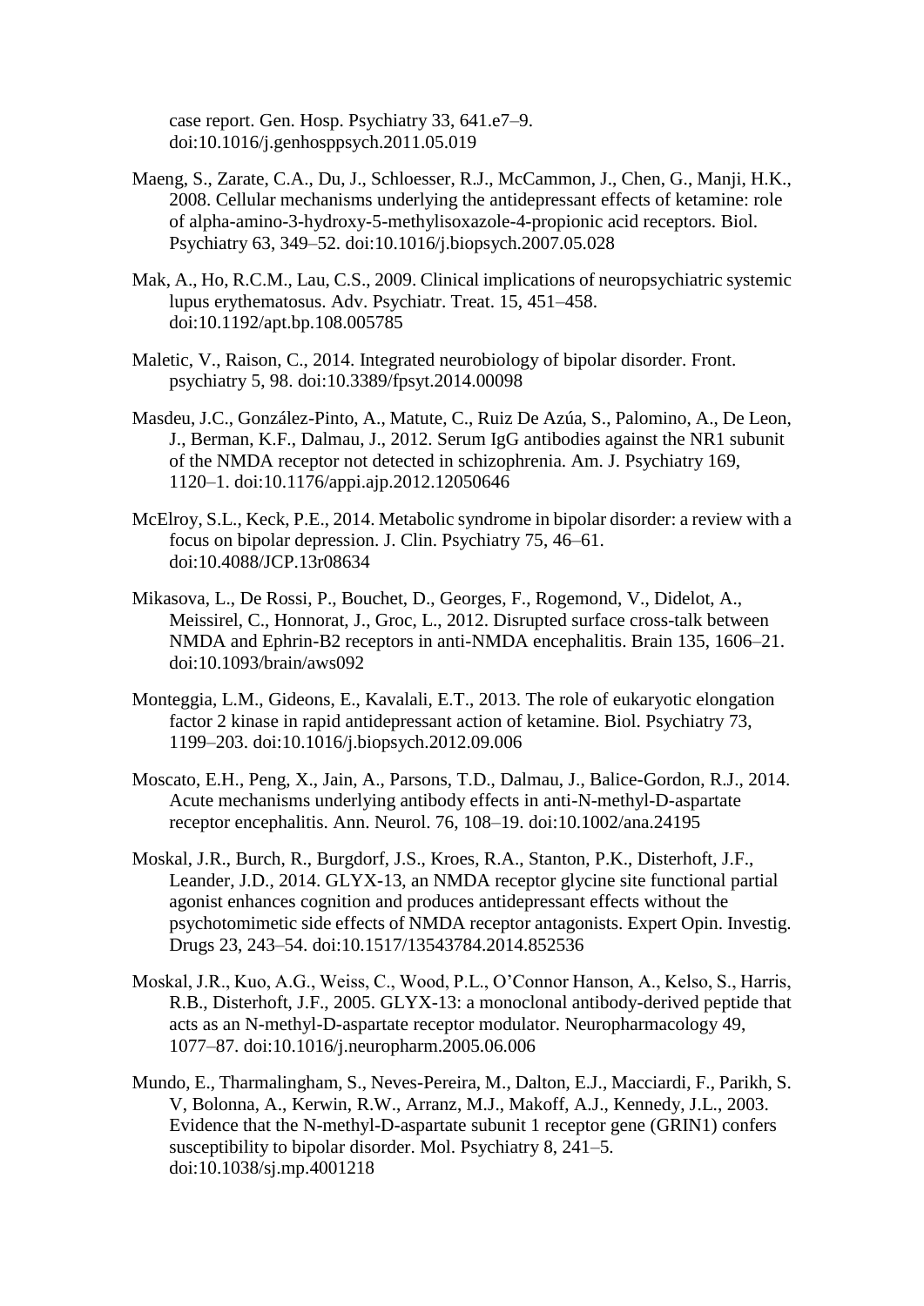case report. Gen. Hosp. Psychiatry 33, 641.e7–9. doi:10.1016/j.genhosppsych.2011.05.019

Maeng, S., Zarate, C.A., Du, J., Schloesser, R.J., McCammon, J., Chen, G., Manji, H.K., 2008. Cellular mechanisms underlying the antidepressant effects of ketamine: role of alpha-amino-3-hydroxy-5-methylisoxazole-4-propionic acid receptors. Biol. Psychiatry 63, 349–52. doi:10.1016/j.biopsych.2007.05.028

Mak, A., Ho, R.C.M., Lau, C.S., 2009. Clinical implications of neuropsychiatric systemic lupus erythematosus. Adv. Psychiatr. Treat. 15, 451–458. doi:10.1192/apt.bp.108.005785

Maletic, V., Raison, C., 2014. Integrated neurobiology of bipolar disorder. Front. psychiatry 5, 98. doi:10.3389/fpsyt.2014.00098

Masdeu, J.C., González-Pinto, A., Matute, C., Ruiz De Azúa, S., Palomino, A., De Leon, J., Berman, K.F., Dalmau, J., 2012. Serum IgG antibodies against the NR1 subunit of the NMDA receptor not detected in schizophrenia. Am. J. Psychiatry 169, 1120–1. doi:10.1176/appi.ajp.2012.12050646

McElroy, S.L., Keck, P.E., 2014. Metabolic syndrome in bipolar disorder: a review with a focus on bipolar depression. J. Clin. Psychiatry 75, 46–61. doi:10.4088/JCP.13r08634

Mikasova, L., De Rossi, P., Bouchet, D., Georges, F., Rogemond, V., Didelot, A., Meissirel, C., Honnorat, J., Groc, L., 2012. Disrupted surface cross-talk between NMDA and Ephrin-B2 receptors in anti-NMDA encephalitis. Brain 135, 1606–21. doi:10.1093/brain/aws092

Monteggia, L.M., Gideons, E., Kavalali, E.T., 2013. The role of eukaryotic elongation factor 2 kinase in rapid antidepressant action of ketamine. Biol. Psychiatry 73, 1199–203. doi:10.1016/j.biopsych.2012.09.006

Moscato, E.H., Peng, X., Jain, A., Parsons, T.D., Dalmau, J., Balice-Gordon, R.J., 2014. Acute mechanisms underlying antibody effects in anti-N-methyl-D-aspartate receptor encephalitis. Ann. Neurol. 76, 108–19. doi:10.1002/ana.24195

Moskal, J.R., Burch, R., Burgdorf, J.S., Kroes, R.A., Stanton, P.K., Disterhoft, J.F., Leander, J.D., 2014. GLYX-13, an NMDA receptor glycine site functional partial agonist enhances cognition and produces antidepressant effects without the psychotomimetic side effects of NMDA receptor antagonists. Expert Opin. Investig. Drugs 23, 243–54. doi:10.1517/13543784.2014.852536

Moskal, J.R., Kuo, A.G., Weiss, C., Wood, P.L., O'Connor Hanson, A., Kelso, S., Harris, R.B., Disterhoft, J.F., 2005. GLYX-13: a monoclonal antibody-derived peptide that acts as an N-methyl-D-aspartate receptor modulator. Neuropharmacology 49, 1077–87. doi:10.1016/j.neuropharm.2005.06.006

Mundo, E., Tharmalingham, S., Neves-Pereira, M., Dalton, E.J., Macciardi, F., Parikh, S. V, Bolonna, A., Kerwin, R.W., Arranz, M.J., Makoff, A.J., Kennedy, J.L., 2003. Evidence that the N-methyl-D-aspartate subunit 1 receptor gene (GRIN1) confers susceptibility to bipolar disorder. Mol. Psychiatry 8, 241–5. doi:10.1038/sj.mp.4001218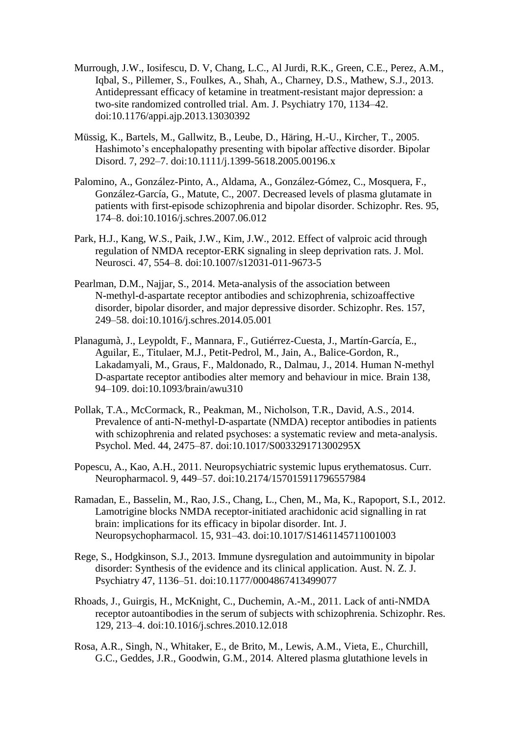Murrough, J.W., Iosifescu, D. V, Chang, L.C., Al Jurdi, R.K., Green, C.E., Perez, A.M., Iqbal, S., Pillemer, S., Foulkes, A., Shah, A., Charney, D.S., Mathew, S.J., 2013. Antidepressant efficacy of ketamine in treatment-resistant major depression: a two-site randomized controlled trial. Am. J. Psychiatry 170, 1134–42. doi:10.1176/appi.ajp.2013.13030392

Müssig, K., Bartels, M., Gallwitz, B., Leube, D., Häring, H.-U., Kircher, T., 2005. Hashimoto's encephalopathy presenting with bipolar affective disorder. Bipolar Disord. 7, 292–7. doi:10.1111/j.1399-5618.2005.00196.x

Palomino, A., González-Pinto, A., Aldama, A., González-Gómez, C., Mosquera, F., González-García, G., Matute, C., 2007. Decreased levels of plasma glutamate in patients with first-episode schizophrenia and bipolar disorder. Schizophr. Res. 95, 174–8. doi:10.1016/j.schres.2007.06.012

Park, H.J., Kang, W.S., Paik, J.W., Kim, J.W., 2012. Effect of valproic acid through regulation of NMDA receptor-ERK signaling in sleep deprivation rats. J. Mol. Neurosci. 47, 554–8. doi:10.1007/s12031-011-9673-5

Pearlman, D.M., Najjar, S., 2014. Meta-analysis of the association between N-methyl-d-aspartate receptor antibodies and schizophrenia, schizoaffective disorder, bipolar disorder, and major depressive disorder. Schizophr. Res. 157, 249–58. doi:10.1016/j.schres.2014.05.001

Planagumà, J., Leypoldt, F., Mannara, F., Gutiérrez-Cuesta, J., Martín-García, E., Aguilar, E., Titulaer, M.J., Petit-Pedrol, M., Jain, A., Balice-Gordon, R., Lakadamyali, M., Graus, F., Maldonado, R., Dalmau, J., 2014. Human N-methyl D-aspartate receptor antibodies alter memory and behaviour in mice. Brain 138, 94–109. doi:10.1093/brain/awu310

Pollak, T.A., McCormack, R., Peakman, M., Nicholson, T.R., David, A.S., 2014. Prevalence of anti-N-methyl-D-aspartate (NMDA) receptor antibodies in patients with schizophrenia and related psychoses: a systematic review and meta-analysis. Psychol. Med. 44, 2475–87. doi:10.1017/S003329171300295X

Popescu, A., Kao, A.H., 2011. Neuropsychiatric systemic lupus erythematosus. Curr. Neuropharmacol. 9, 449–57. doi:10.2174/157015911796557984

Ramadan, E., Basselin, M., Rao, J.S., Chang, L., Chen, M., Ma, K., Rapoport, S.I., 2012. Lamotrigine blocks NMDA receptor-initiated arachidonic acid signalling in rat brain: implications for its efficacy in bipolar disorder. Int. J. Neuropsychopharmacol. 15, 931–43. doi:10.1017/S1461145711001003

Rege, S., Hodgkinson, S.J., 2013. Immune dysregulation and autoimmunity in bipolar disorder: Synthesis of the evidence and its clinical application. Aust. N. Z. J. Psychiatry 47, 1136–51. doi:10.1177/0004867413499077

Rhoads, J., Guirgis, H., McKnight, C., Duchemin, A.-M., 2011. Lack of anti-NMDA receptor autoantibodies in the serum of subjects with schizophrenia. Schizophr. Res. 129, 213–4. doi:10.1016/j.schres.2010.12.018

Rosa, A.R., Singh, N., Whitaker, E., de Brito, M., Lewis, A.M., Vieta, E., Churchill, G.C., Geddes, J.R., Goodwin, G.M., 2014. Altered plasma glutathione levels in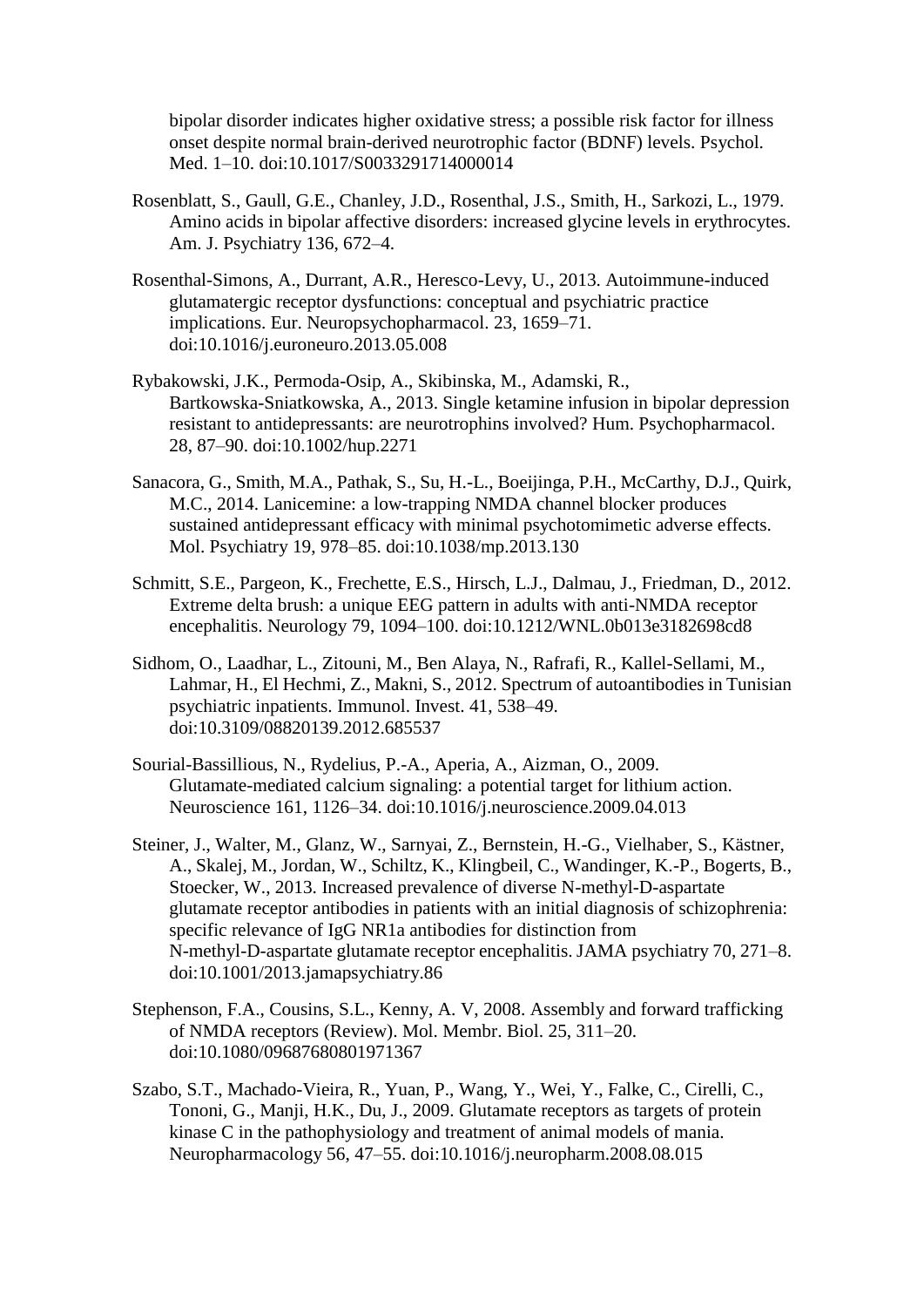bipolar disorder indicates higher oxidative stress; a possible risk factor for illness onset despite normal brain-derived neurotrophic factor (BDNF) levels. Psychol. Med. 1–10. doi:10.1017/S0033291714000014

Rosenblatt, S., Gaull, G.E., Chanley, J.D., Rosenthal, J.S., Smith, H., Sarkozi, L., 1979. Amino acids in bipolar affective disorders: increased glycine levels in erythrocytes. Am. J. Psychiatry 136, 672–4.

Rosenthal-Simons, A., Durrant, A.R., Heresco-Levy, U., 2013. Autoimmune-induced glutamatergic receptor dysfunctions: conceptual and psychiatric practice implications. Eur. Neuropsychopharmacol. 23, 1659–71. doi:10.1016/j.euroneuro.2013.05.008

Rybakowski, J.K., Permoda-Osip, A., Skibinska, M., Adamski, R., Bartkowska-Sniatkowska, A., 2013. Single ketamine infusion in bipolar depression resistant to antidepressants: are neurotrophins involved? Hum. Psychopharmacol. 28, 87–90. doi:10.1002/hup.2271

Sanacora, G., Smith, M.A., Pathak, S., Su, H.-L., Boeijinga, P.H., McCarthy, D.J., Quirk, M.C., 2014. Lanicemine: a low-trapping NMDA channel blocker produces sustained antidepressant efficacy with minimal psychotomimetic adverse effects. Mol. Psychiatry 19, 978–85. doi:10.1038/mp.2013.130

Schmitt, S.E., Pargeon, K., Frechette, E.S., Hirsch, L.J., Dalmau, J., Friedman, D., 2012. Extreme delta brush: a unique EEG pattern in adults with anti-NMDA receptor encephalitis. Neurology 79, 1094–100. doi:10.1212/WNL.0b013e3182698cd8

Sidhom, O., Laadhar, L., Zitouni, M., Ben Alaya, N., Rafrafi, R., Kallel-Sellami, M., Lahmar, H., El Hechmi, Z., Makni, S., 2012. Spectrum of autoantibodies in Tunisian psychiatric inpatients. Immunol. Invest. 41, 538–49. doi:10.3109/08820139.2012.685537

Sourial-Bassillious, N., Rydelius, P.-A., Aperia, A., Aizman, O., 2009. Glutamate-mediated calcium signaling: a potential target for lithium action. Neuroscience 161, 1126–34. doi:10.1016/j.neuroscience.2009.04.013

Steiner, J., Walter, M., Glanz, W., Sarnyai, Z., Bernstein, H.-G., Vielhaber, S., Kästner, A., Skalej, M., Jordan, W., Schiltz, K., Klingbeil, C., Wandinger, K.-P., Bogerts, B., Stoecker, W., 2013. Increased prevalence of diverse N-methyl-D-aspartate glutamate receptor antibodies in patients with an initial diagnosis of schizophrenia: specific relevance of IgG NR1a antibodies for distinction from N-methyl-D-aspartate glutamate receptor encephalitis. JAMA psychiatry 70, 271–8. doi:10.1001/2013.jamapsychiatry.86

Stephenson, F.A., Cousins, S.L., Kenny, A. V, 2008. Assembly and forward trafficking of NMDA receptors (Review). Mol. Membr. Biol. 25, 311–20. doi:10.1080/09687680801971367

Szabo, S.T., Machado-Vieira, R., Yuan, P., Wang, Y., Wei, Y., Falke, C., Cirelli, C., Tononi, G., Manji, H.K., Du, J., 2009. Glutamate receptors as targets of protein kinase C in the pathophysiology and treatment of animal models of mania. Neuropharmacology 56, 47–55. doi:10.1016/j.neuropharm.2008.08.015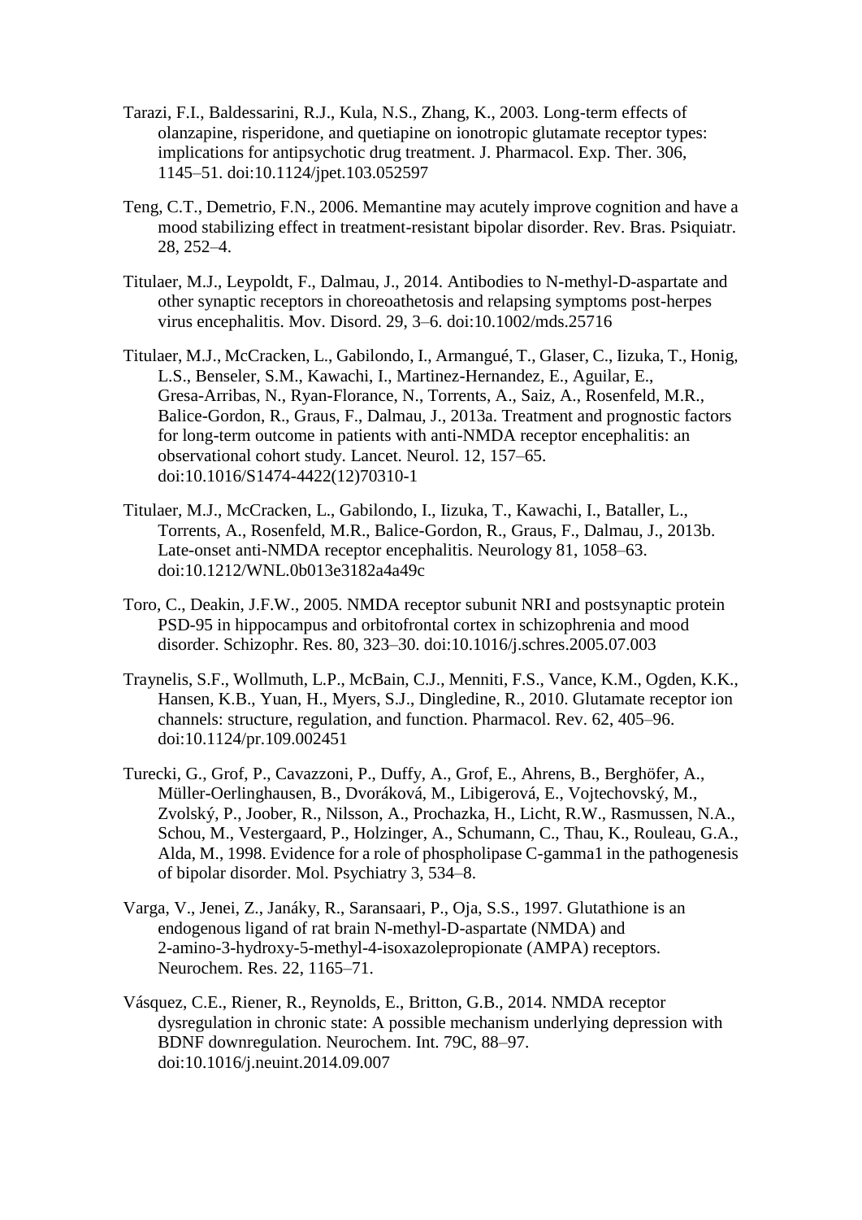Tarazi, F.I., Baldessarini, R.J., Kula, N.S., Zhang, K., 2003. Long-term effects of olanzapine, risperidone, and quetiapine on ionotropic glutamate receptor types: implications for antipsychotic drug treatment. J. Pharmacol. Exp. Ther. 306, 1145–51. doi:10.1124/jpet.103.052597

Teng, C.T., Demetrio, F.N., 2006. Memantine may acutely improve cognition and have a mood stabilizing effect in treatment-resistant bipolar disorder. Rev. Bras. Psiquiatr. 28, 252–4.

Titulaer, M.J., Leypoldt, F., Dalmau, J., 2014. Antibodies to N-methyl-D-aspartate and other synaptic receptors in choreoathetosis and relapsing symptoms post-herpes virus encephalitis. Mov. Disord. 29, 3–6. doi:10.1002/mds.25716

Titulaer, M.J., McCracken, L., Gabilondo, I., Armangué, T., Glaser, C., Iizuka, T., Honig, L.S., Benseler, S.M., Kawachi, I., Martinez-Hernandez, E., Aguilar, E., Gresa-Arribas, N., Ryan-Florance, N., Torrents, A., Saiz, A., Rosenfeld, M.R., Balice-Gordon, R., Graus, F., Dalmau, J., 2013a. Treatment and prognostic factors for long-term outcome in patients with anti-NMDA receptor encephalitis: an observational cohort study. Lancet. Neurol. 12, 157–65. doi:10.1016/S1474-4422(12)70310-1

Titulaer, M.J., McCracken, L., Gabilondo, I., Iizuka, T., Kawachi, I., Bataller, L., Torrents, A., Rosenfeld, M.R., Balice-Gordon, R., Graus, F., Dalmau, J., 2013b. Late-onset anti-NMDA receptor encephalitis. Neurology 81, 1058–63. doi:10.1212/WNL.0b013e3182a4a49c

Toro, C., Deakin, J.F.W., 2005. NMDA receptor subunit NRI and postsynaptic protein PSD-95 in hippocampus and orbitofrontal cortex in schizophrenia and mood disorder. Schizophr. Res. 80, 323–30. doi:10.1016/j.schres.2005.07.003

Traynelis, S.F., Wollmuth, L.P., McBain, C.J., Menniti, F.S., Vance, K.M., Ogden, K.K., Hansen, K.B., Yuan, H., Myers, S.J., Dingledine, R., 2010. Glutamate receptor ion channels: structure, regulation, and function. Pharmacol. Rev. 62, 405–96. doi:10.1124/pr.109.002451

Turecki, G., Grof, P., Cavazzoni, P., Duffy, A., Grof, E., Ahrens, B., Berghöfer, A., Müller-Oerlinghausen, B., Dvoráková, M., Libigerová, E., Vojtechovský, M., Zvolský, P., Joober, R., Nilsson, A., Prochazka, H., Licht, R.W., Rasmussen, N.A., Schou, M., Vestergaard, P., Holzinger, A., Schumann, C., Thau, K., Rouleau, G.A., Alda, M., 1998. Evidence for a role of phospholipase C-gamma1 in the pathogenesis of bipolar disorder. Mol. Psychiatry 3, 534–8.

Varga, V., Jenei, Z., Janáky, R., Saransaari, P., Oja, S.S., 1997. Glutathione is an endogenous ligand of rat brain N-methyl-D-aspartate (NMDA) and 2-amino-3-hydroxy-5-methyl-4-isoxazolepropionate (AMPA) receptors. Neurochem. Res. 22, 1165–71.

Vásquez, C.E., Riener, R., Reynolds, E., Britton, G.B., 2014. NMDA receptor dysregulation in chronic state: A possible mechanism underlying depression with BDNF downregulation. Neurochem. Int. 79C, 88–97. doi:10.1016/j.neuint.2014.09.007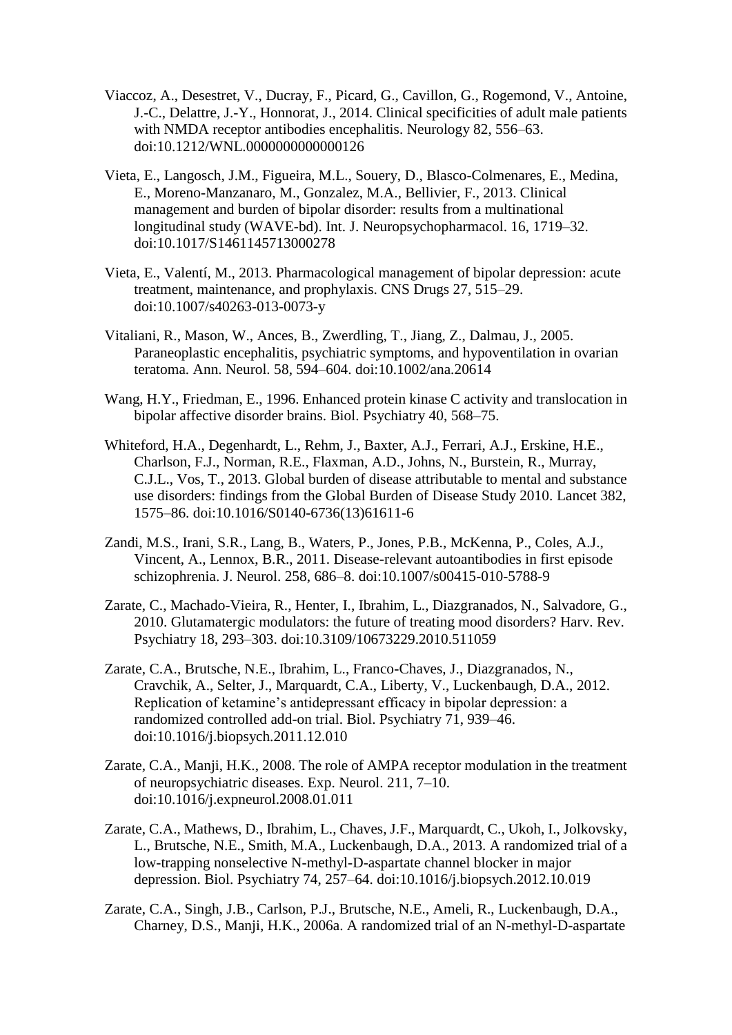Viaccoz, A., Desestret, V., Ducray, F., Picard, G., Cavillon, G., Rogemond, V., Antoine, J.-C., Delattre, J.-Y., Honnorat, J., 2014. Clinical specificities of adult male patients with NMDA receptor antibodies encephalitis. Neurology 82, 556–63. doi:10.1212/WNL.0000000000000126

Vieta, E., Langosch, J.M., Figueira, M.L., Souery, D., Blasco-Colmenares, E., Medina, E., Moreno-Manzanaro, M., Gonzalez, M.A., Bellivier, F., 2013. Clinical management and burden of bipolar disorder: results from a multinational longitudinal study (WAVE-bd). Int. J. Neuropsychopharmacol. 16, 1719–32. doi:10.1017/S1461145713000278

Vieta, E., Valentí, M., 2013. Pharmacological management of bipolar depression: acute treatment, maintenance, and prophylaxis. CNS Drugs 27, 515–29. doi:10.1007/s40263-013-0073-y

Vitaliani, R., Mason, W., Ances, B., Zwerdling, T., Jiang, Z., Dalmau, J., 2005. Paraneoplastic encephalitis, psychiatric symptoms, and hypoventilation in ovarian teratoma. Ann. Neurol. 58, 594–604. doi:10.1002/ana.20614

Wang, H.Y., Friedman, E., 1996. Enhanced protein kinase C activity and translocation in bipolar affective disorder brains. Biol. Psychiatry 40, 568–75.

Whiteford, H.A., Degenhardt, L., Rehm, J., Baxter, A.J., Ferrari, A.J., Erskine, H.E., Charlson, F.J., Norman, R.E., Flaxman, A.D., Johns, N., Burstein, R., Murray, C.J.L., Vos, T., 2013. Global burden of disease attributable to mental and substance use disorders: findings from the Global Burden of Disease Study 2010. Lancet 382, 1575–86. doi:10.1016/S0140-6736(13)61611-6

Zandi, M.S., Irani, S.R., Lang, B., Waters, P., Jones, P.B., McKenna, P., Coles, A.J., Vincent, A., Lennox, B.R., 2011. Disease-relevant autoantibodies in first episode schizophrenia. J. Neurol. 258, 686–8. doi:10.1007/s00415-010-5788-9

Zarate, C., Machado-Vieira, R., Henter, I., Ibrahim, L., Diazgranados, N., Salvadore, G., 2010. Glutamatergic modulators: the future of treating mood disorders? Harv. Rev. Psychiatry 18, 293–303. doi:10.3109/10673229.2010.511059

Zarate, C.A., Brutsche, N.E., Ibrahim, L., Franco-Chaves, J., Diazgranados, N., Cravchik, A., Selter, J., Marquardt, C.A., Liberty, V., Luckenbaugh, D.A., 2012. Replication of ketamine's antidepressant efficacy in bipolar depression: a randomized controlled add-on trial. Biol. Psychiatry 71, 939–46. doi:10.1016/j.biopsych.2011.12.010

Zarate, C.A., Manji, H.K., 2008. The role of AMPA receptor modulation in the treatment of neuropsychiatric diseases. Exp. Neurol. 211, 7–10. doi:10.1016/j.expneurol.2008.01.011

Zarate, C.A., Mathews, D., Ibrahim, L., Chaves, J.F., Marquardt, C., Ukoh, I., Jolkovsky, L., Brutsche, N.E., Smith, M.A., Luckenbaugh, D.A., 2013. A randomized trial of a low-trapping nonselective N-methyl-D-aspartate channel blocker in major depression. Biol. Psychiatry 74, 257–64. doi:10.1016/j.biopsych.2012.10.019

Zarate, C.A., Singh, J.B., Carlson, P.J., Brutsche, N.E., Ameli, R., Luckenbaugh, D.A., Charney, D.S., Manji, H.K., 2006a. A randomized trial of an N-methyl-D-aspartate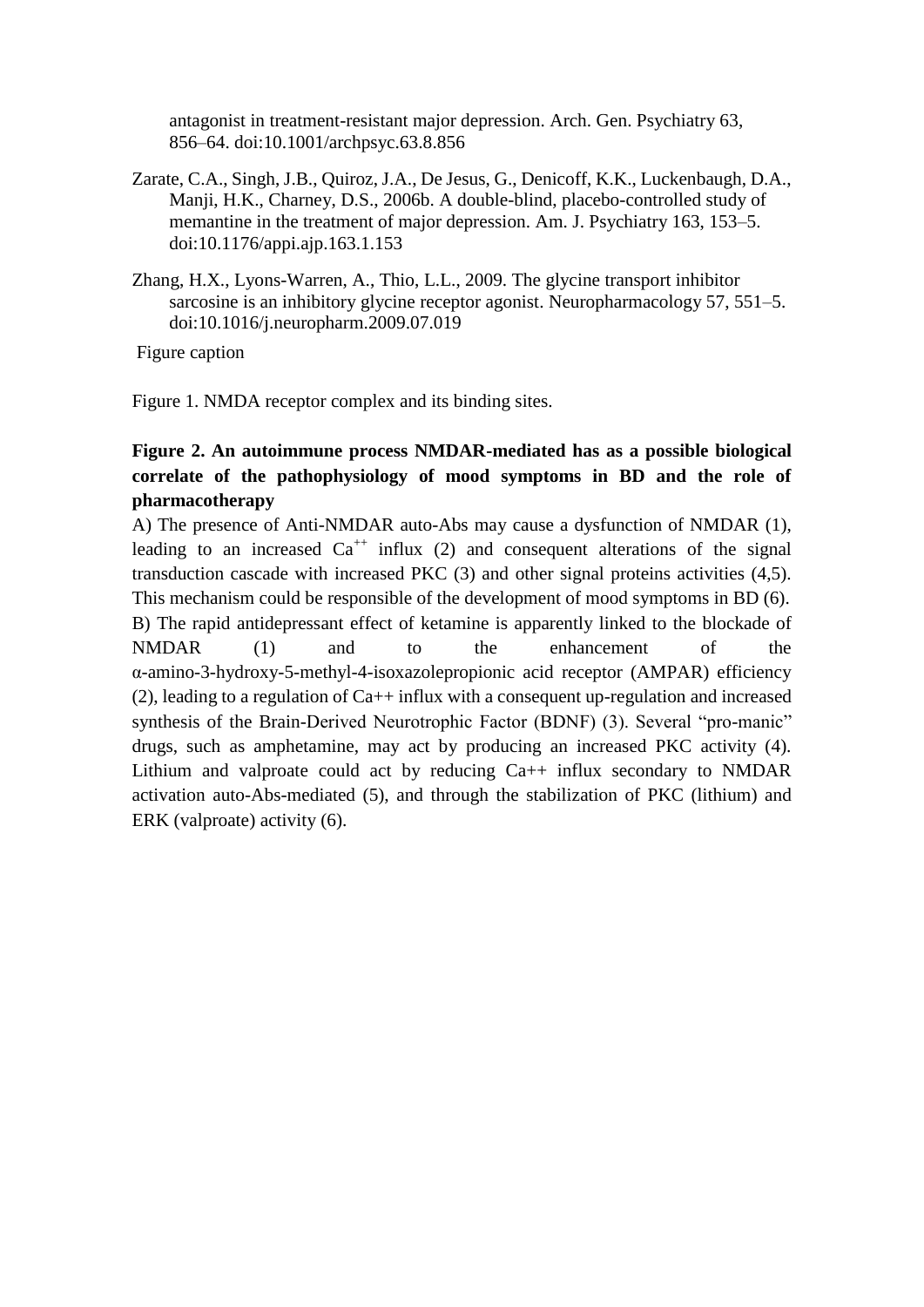antagonist in treatment-resistant major depression. Arch. Gen. Psychiatry 63, 856–64. doi:10.1001/archpsyc.63.8.856

Zarate, C.A., Singh, J.B., Quiroz, J.A., De Jesus, G., Denicoff, K.K., Luckenbaugh, D.A., Manji, H.K., Charney, D.S., 2006b. A double-blind, placebo-controlled study of memantine in the treatment of major depression. Am. J. Psychiatry 163, 153–5. doi:10.1176/appi.ajp.163.1.153

Zhang, H.X., Lyons-Warren, A., Thio, L.L., 2009. The glycine transport inhibitor sarcosine is an inhibitory glycine receptor agonist. Neuropharmacology 57, 551–5. doi:10.1016/j.neuropharm.2009.07.019

Figure caption

Figure 1. NMDA receptor complex and its binding sites.

**Figure 2. An autoimmune process NMDAR-mediated has as a possible biological correlate of the pathophysiology of mood symptoms in BD and the role of pharmacotherapy**

A) The presence of Anti-NMDAR auto-Abs may cause a dysfunction of NMDAR (1), leading to an increased $Ca^{++}$ influx (2) and consequent alterations of the signal transduction cascade with increased PKC (3) and other signal proteins activities (4,5). This mechanism could be responsible of the development of mood symptoms in BD (6). B) The rapid antidepressant effect of ketamine is apparently linked to the blockade of NMDAR (1) and to the enhancement of the α-amino-3-hydroxy-5-methyl-4-isoxazolepropionic acid receptor (AMPAR) efficiency (2), leading to a regulation of Ca++ influx with a consequent up-regulation and increased synthesis of the Brain-Derived Neurotrophic Factor (BDNF) (3). Several "pro-manic" drugs, such as amphetamine, may act by producing an increased PKC activity (4). Lithium and valproate could act by reducing Ca++ influx secondary to NMDAR activation auto-Abs-mediated (5), and through the stabilization of PKC (lithium) and ERK (valproate) activity (6).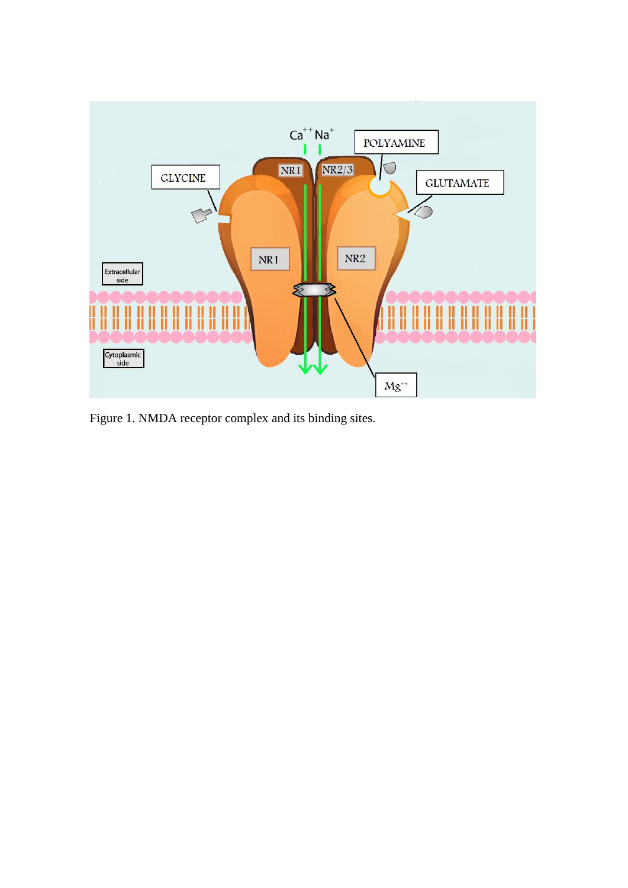Figure 1. NMDA receptor complex and its binding sites.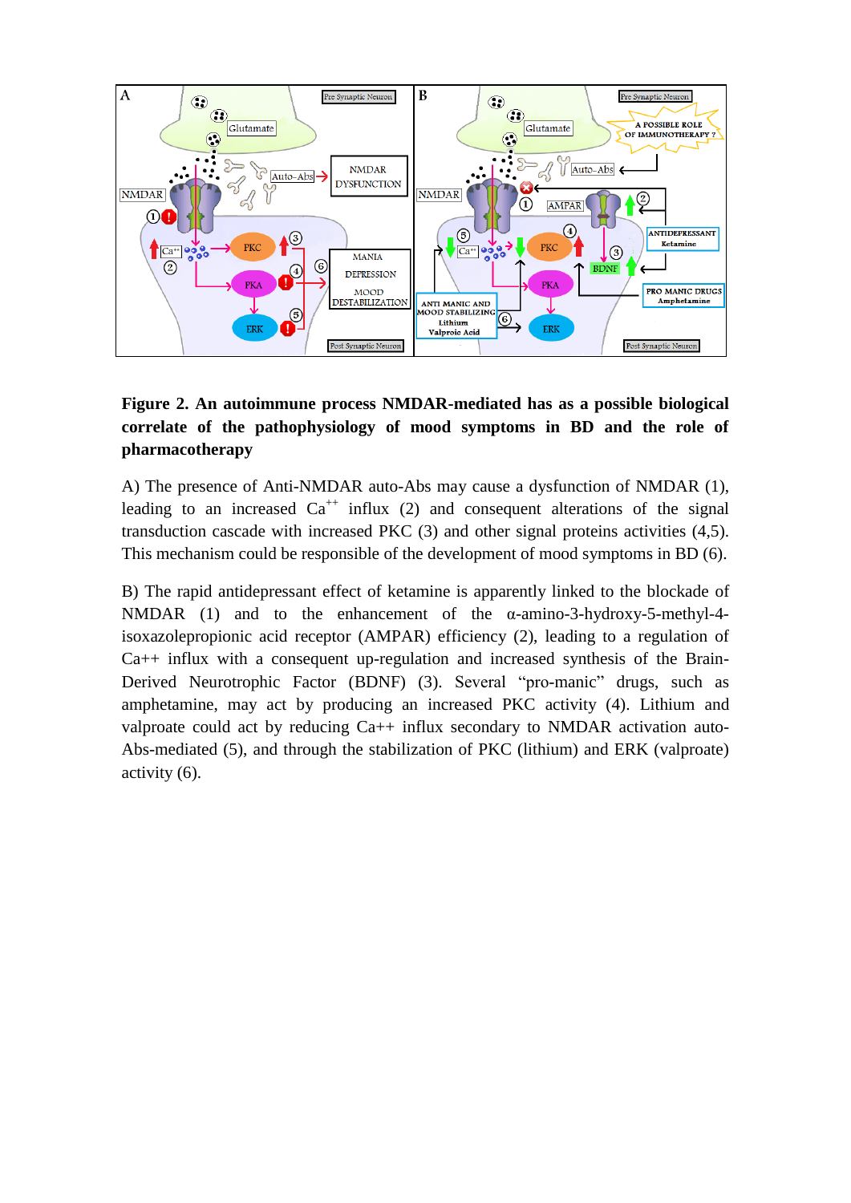**Figure 2. An autoimmune process NMDAR-mediated has as a possible biological correlate of the pathophysiology of mood symptoms in BD and the role of pharmacotherapy**

A) The presence of Anti-NMDAR auto-Abs may cause a dysfunction of NMDAR (1), leading to an increased $Ca^{++}$ influx (2) and consequent alterations of the signal transduction cascade with increased PKC (3) and other signal proteins activities (4,5). This mechanism could be responsible of the development of mood symptoms in BD (6).

B) The rapid antidepressant effect of ketamine is apparently linked to the blockade of NMDAR (1) and to the enhancement of the α-amino-3-hydroxy-5-methyl-4-isoxazolepropionic acid receptor (AMPAR) efficiency (2), leading to a regulation of Ca++ influx with a consequent up-regulation and increased synthesis of the Brain-Derived Neurotrophic Factor (BDNF) (3). Several "pro-manic" drugs, such as amphetamine, may act by producing an increased PKC activity (4). Lithium and valproate could act by reducing Ca++ influx secondary to NMDAR activation auto-Abs-mediated (5), and through the stabilization of PKC (lithium) and ERK (valproate) activity (6).